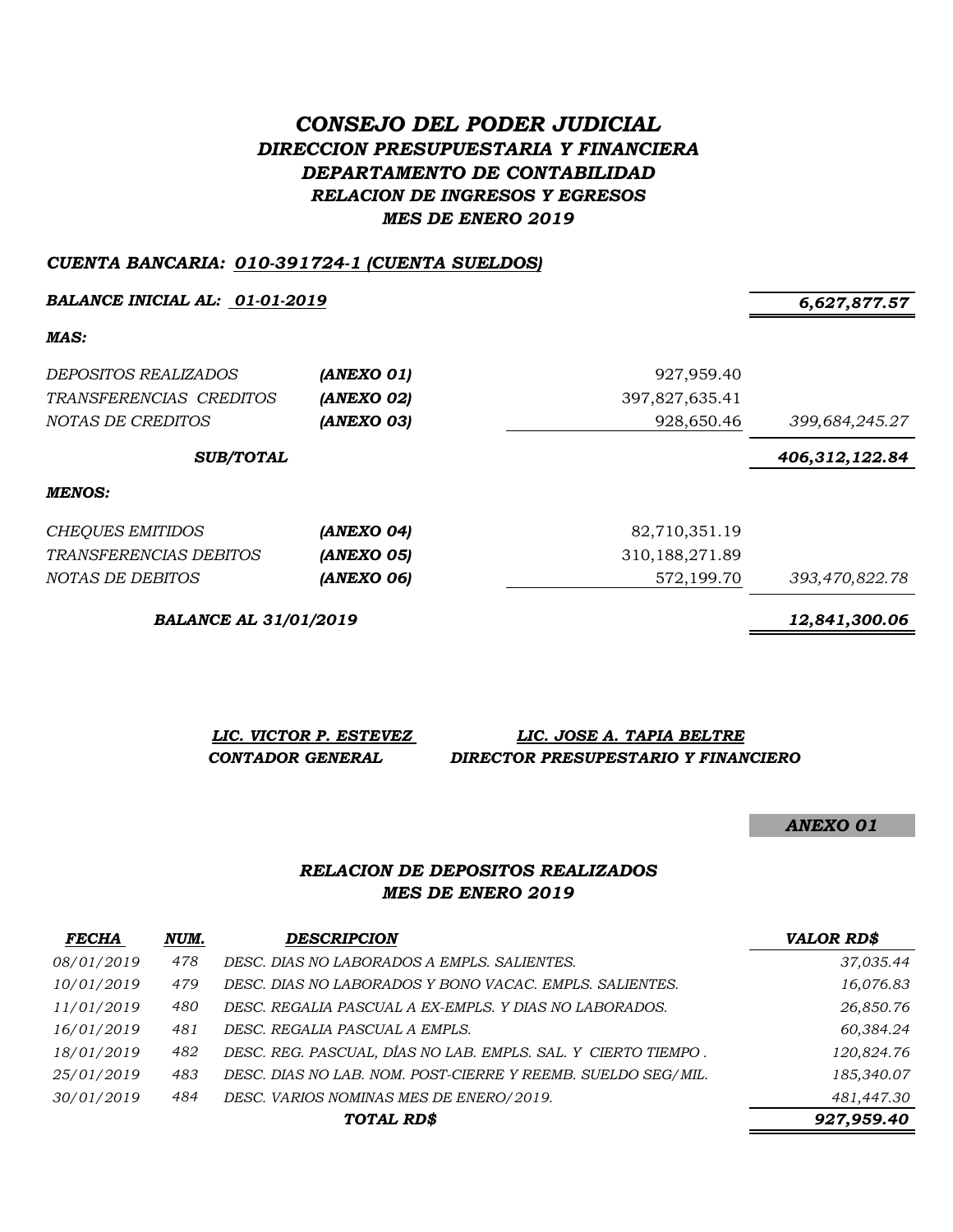# *CONSEJO DEL PODER JUDICIAL*
## *DIRECCION PRESUPUESTARIA Y FINANCIERA*
## *DEPARTAMENTO DE CONTABILIDAD*
### *RELACION DE INGRESOS Y EGRESOS*
### *MES DE ENERO 2019*

***CUENTA BANCARIA: 010-391724-1 (CUENTA SUELDOS)***

| | | | |
|---|---|---|---|
| ***BALANCE INICIAL AL: 01-01-2019*** | | | ***6,627,877.57*** |
| ***MAS:*** | | | |
| *DEPOSITOS REALIZADOS* | ***(ANEXO 01)*** | 927,959.40 | |
| *TRANSFERENCIAS CREDITOS* | ***(ANEXO 02)*** | 397,827,635.41 | |
| *NOTAS DE CREDITOS* | ***(ANEXO 03)*** | 928,650.46 | *399,684,245.27* |
| ***SUB/TOTAL*** | | | ***406,312,122.84*** |
| ***MENOS:*** | | | |
| *CHEQUES EMITIDOS* | ***(ANEXO 04)*** | 82,710,351.19 | |
| *TRANSFERENCIAS DEBITOS* | ***(ANEXO 05)*** | 310,188,271.89 | |
| *NOTAS DE DEBITOS* | ***(ANEXO 06)*** | 572,199.70 | *393,470,822.78* |
| ***BALANCE AL 31/01/2019*** | | | ***12,841,300.06*** |

***LIC. VICTOR P. ESTEVEZ***
***CONTADOR GENERAL***

***LIC. JOSE A. TAPIA BELTRE***
***DIRECTOR PRESUPESTARIO Y FINANCIERO***

***ANEXO 01***

### *RELACION DE DEPOSITOS REALIZADOS*
### *MES DE ENERO 2019*

| ***FECHA*** | ***NUM.*** | ***DESCRIPCION*** | ***VALOR RD$*** |
|---|---|---|---|
| *08/01/2019* | *478* | *DESC. DIAS NO LABORADOS A EMPLS. SALIENTES.* | *37,035.44* |
| *10/01/2019* | *479* | *DESC. DIAS NO LABORADOS Y BONO VACAC. EMPLS. SALIENTES.* | *16,076.83* |
| *11/01/2019* | *480* | *DESC. REGALIA PASCUAL A EX-EMPLS. Y DIAS NO LABORADOS.* | *26,850.76* |
| *16/01/2019* | *481* | *DESC. REGALIA PASCUAL A EMPLS.* | *60,384.24* |
| *18/01/2019* | *482* | *DESC. REG. PASCUAL, DÍAS NO LAB. EMPLS. SAL. Y CIERTO TIEMPO .* | *120,824.76* |
| *25/01/2019* | *483* | *DESC. DIAS NO LAB. NOM. POST-CIERRE Y REEMB. SUELDO SEG/MIL.* | *185,340.07* |
| *30/01/2019* | *484* | *DESC. VARIOS NOMINAS MES DE ENERO/2019.* | *481,447.30* |
| | | ***TOTAL RD$*** | ***927,959.40*** |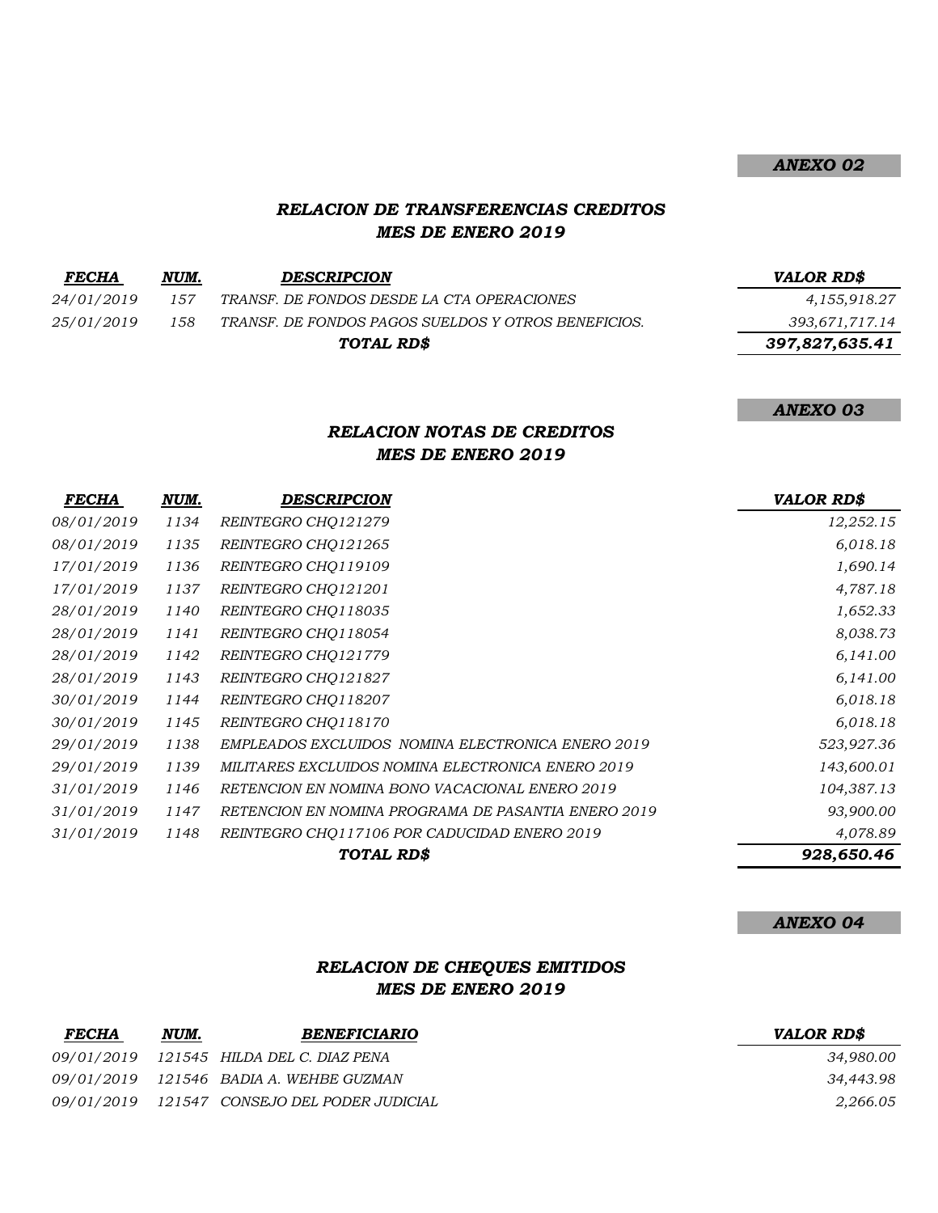***ANEXO 02***

## *RELACION DE TRANSFERENCIAS CREDITOS*
## *MES DE ENERO 2019*

| ***FECHA*** | ***NUM.*** | ***DESCRIPCION*** | ***VALOR RD$*** |
|---|---|---|---|
| *24/01/2019* | *157* | *TRANSF. DE FONDOS DESDE LA CTA OPERACIONES* | *4,155,918.27* |
| *25/01/2019* | *158* | *TRANSF. DE FONDOS PAGOS SUELDOS Y OTROS BENEFICIOS.* | *393,671,717.14* |
| | | ***TOTAL RD$*** | ***397,827,635.41*** |

***ANEXO 03***

## *RELACION NOTAS DE CREDITOS*
## *MES DE ENERO 2019*

| ***FECHA*** | ***NUM.*** | ***DESCRIPCION*** | ***VALOR RD$*** |
|---|---|---|---|
| *08/01/2019* | *1134* | *REINTEGRO CHQ121279* | *12,252.15* |
| *08/01/2019* | *1135* | *REINTEGRO CHQ121265* | *6,018.18* |
| *17/01/2019* | *1136* | *REINTEGRO CHQ119109* | *1,690.14* |
| *17/01/2019* | *1137* | *REINTEGRO CHQ121201* | *4,787.18* |
| *28/01/2019* | *1140* | *REINTEGRO CHQ118035* | *1,652.33* |
| *28/01/2019* | *1141* | *REINTEGRO CHQ118054* | *8,038.73* |
| *28/01/2019* | *1142* | *REINTEGRO CHQ121779* | *6,141.00* |
| *28/01/2019* | *1143* | *REINTEGRO CHQ121827* | *6,141.00* |
| *30/01/2019* | *1144* | *REINTEGRO CHQ118207* | *6,018.18* |
| *30/01/2019* | *1145* | *REINTEGRO CHQ118170* | *6,018.18* |
| *29/01/2019* | *1138* | *EMPLEADOS EXCLUIDOS NOMINA ELECTRONICA ENERO 2019* | *523,927.36* |
| *29/01/2019* | *1139* | *MILITARES EXCLUIDOS NOMINA ELECTRONICA ENERO 2019* | *143,600.01* |
| *31/01/2019* | *1146* | *RETENCION EN NOMINA BONO VACACIONAL ENERO 2019* | *104,387.13* |
| *31/01/2019* | *1147* | *RETENCION EN NOMINA PROGRAMA DE PASANTIA ENERO 2019* | *93,900.00* |
| *31/01/2019* | *1148* | *REINTEGRO CHQ117106 POR CADUCIDAD ENERO 2019* | *4,078.89* |
| | | ***TOTAL RD$*** | ***928,650.46*** |

***ANEXO 04***

## *RELACION DE CHEQUES EMITIDOS*
## *MES DE ENERO 2019*

| ***FECHA*** | ***NUM.*** | ***BENEFICIARIO*** | ***VALOR RD$*** |
|---|---|---|---|
| *09/01/2019* | *121545* | *HILDA DEL C. DIAZ PENA* | *34,980.00* |
| *09/01/2019* | *121546* | *BADIA A. WEHBE GUZMAN* | *34,443.98* |
| *09/01/2019* | *121547* | *CONSEJO DEL PODER JUDICIAL* | *2,266.05* |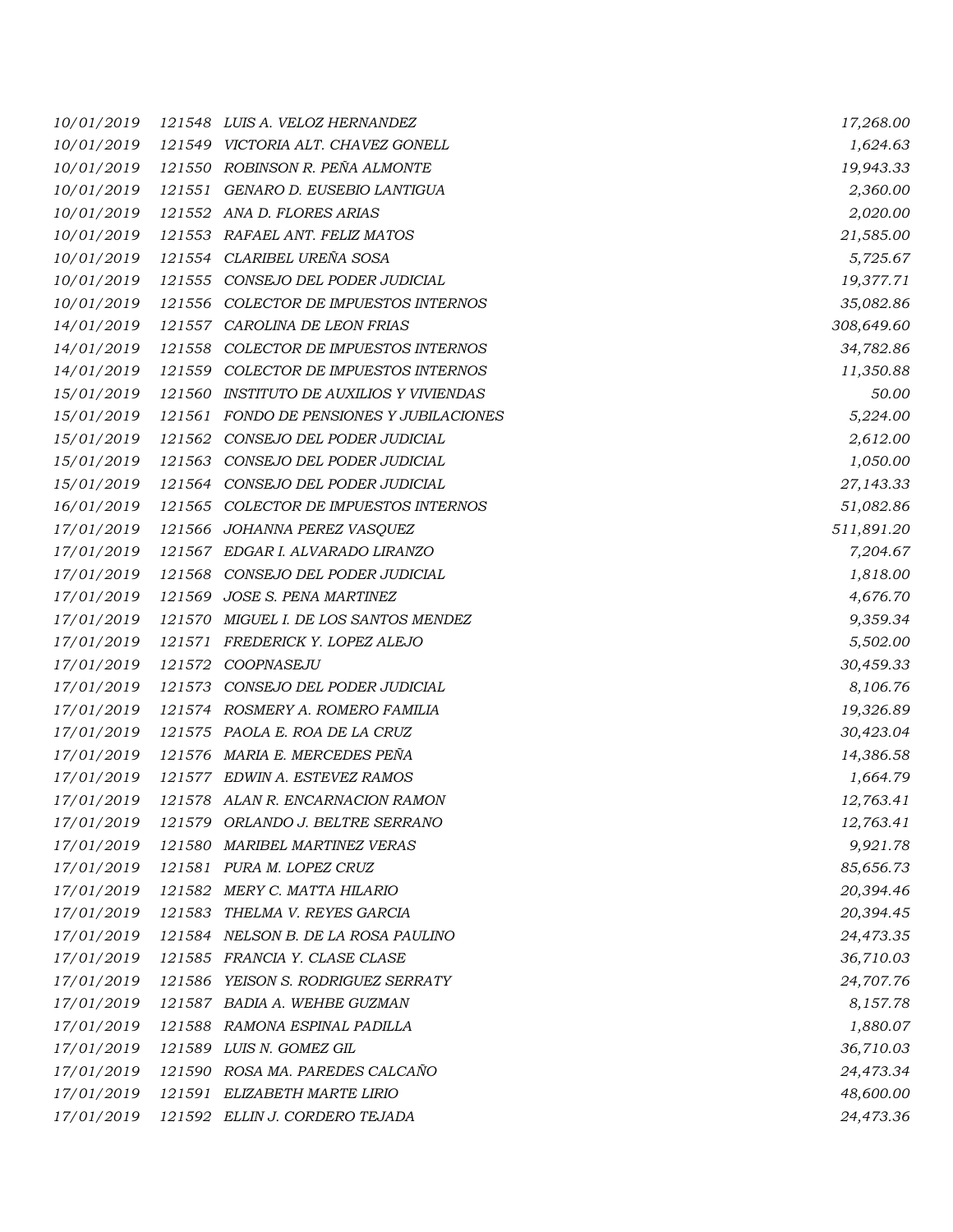| | | | |
|---|---|---|---|
| *10/01/2019* | *121548* | *LUIS A. VELOZ HERNANDEZ* | *17,268.00* |
| *10/01/2019* | *121549* | *VICTORIA ALT. CHAVEZ GONELL* | *1,624.63* |
| *10/01/2019* | *121550* | *ROBINSON R. PEÑA ALMONTE* | *19,943.33* |
| *10/01/2019* | *121551* | *GENARO D. EUSEBIO LANTIGUA* | *2,360.00* |
| *10/01/2019* | *121552* | *ANA D. FLORES ARIAS* | *2,020.00* |
| *10/01/2019* | *121553* | *RAFAEL ANT. FELIZ MATOS* | *21,585.00* |
| *10/01/2019* | *121554* | *CLARIBEL UREÑA SOSA* | *5,725.67* |
| *10/01/2019* | *121555* | *CONSEJO DEL PODER JUDICIAL* | *19,377.71* |
| *10/01/2019* | *121556* | *COLECTOR DE IMPUESTOS INTERNOS* | *35,082.86* |
| *14/01/2019* | *121557* | *CAROLINA DE LEON FRIAS* | *308,649.60* |
| *14/01/2019* | *121558* | *COLECTOR DE IMPUESTOS INTERNOS* | *34,782.86* |
| *14/01/2019* | *121559* | *COLECTOR DE IMPUESTOS INTERNOS* | *11,350.88* |
| *15/01/2019* | *121560* | *INSTITUTO DE AUXILIOS Y VIVIENDAS* | *50.00* |
| *15/01/2019* | *121561* | *FONDO DE PENSIONES Y JUBILACIONES* | *5,224.00* |
| *15/01/2019* | *121562* | *CONSEJO DEL PODER JUDICIAL* | *2,612.00* |
| *15/01/2019* | *121563* | *CONSEJO DEL PODER JUDICIAL* | *1,050.00* |
| *15/01/2019* | *121564* | *CONSEJO DEL PODER JUDICIAL* | *27,143.33* |
| *16/01/2019* | *121565* | *COLECTOR DE IMPUESTOS INTERNOS* | *51,082.86* |
| *17/01/2019* | *121566* | *JOHANNA PEREZ VASQUEZ* | *511,891.20* |
| *17/01/2019* | *121567* | *EDGAR I. ALVARADO LIRANZO* | *7,204.67* |
| *17/01/2019* | *121568* | *CONSEJO DEL PODER JUDICIAL* | *1,818.00* |
| *17/01/2019* | *121569* | *JOSE S. PENA MARTINEZ* | *4,676.70* |
| *17/01/2019* | *121570* | *MIGUEL I. DE LOS SANTOS MENDEZ* | *9,359.34* |
| *17/01/2019* | *121571* | *FREDERICK Y. LOPEZ ALEJO* | *5,502.00* |
| *17/01/2019* | *121572* | *COOPNASEJU* | *30,459.33* |
| *17/01/2019* | *121573* | *CONSEJO DEL PODER JUDICIAL* | *8,106.76* |
| *17/01/2019* | *121574* | *ROSMERY A. ROMERO FAMILIA* | *19,326.89* |
| *17/01/2019* | *121575* | *PAOLA E. ROA DE LA CRUZ* | *30,423.04* |
| *17/01/2019* | *121576* | *MARIA E. MERCEDES PEÑA* | *14,386.58* |
| *17/01/2019* | *121577* | *EDWIN A. ESTEVEZ RAMOS* | *1,664.79* |
| *17/01/2019* | *121578* | *ALAN R. ENCARNACION RAMON* | *12,763.41* |
| *17/01/2019* | *121579* | *ORLANDO J. BELTRE SERRANO* | *12,763.41* |
| *17/01/2019* | *121580* | *MARIBEL MARTINEZ VERAS* | *9,921.78* |
| *17/01/2019* | *121581* | *PURA M. LOPEZ CRUZ* | *85,656.73* |
| *17/01/2019* | *121582* | *MERY C. MATTA HILARIO* | *20,394.46* |
| *17/01/2019* | *121583* | *THELMA V. REYES GARCIA* | *20,394.45* |
| *17/01/2019* | *121584* | *NELSON B. DE LA ROSA PAULINO* | *24,473.35* |
| *17/01/2019* | *121585* | *FRANCIA Y. CLASE CLASE* | *36,710.03* |
| *17/01/2019* | *121586* | *YEISON S. RODRIGUEZ SERRATY* | *24,707.76* |
| *17/01/2019* | *121587* | *BADIA A. WEHBE GUZMAN* | *8,157.78* |
| *17/01/2019* | *121588* | *RAMONA ESPINAL PADILLA* | *1,880.07* |
| *17/01/2019* | *121589* | *LUIS N. GOMEZ GIL* | *36,710.03* |
| *17/01/2019* | *121590* | *ROSA MA. PAREDES CALCAÑO* | *24,473.34* |
| *17/01/2019* | *121591* | *ELIZABETH MARTE LIRIO* | *48,600.00* |
| *17/01/2019* | *121592* | *ELLIN J. CORDERO TEJADA* | *24,473.36* |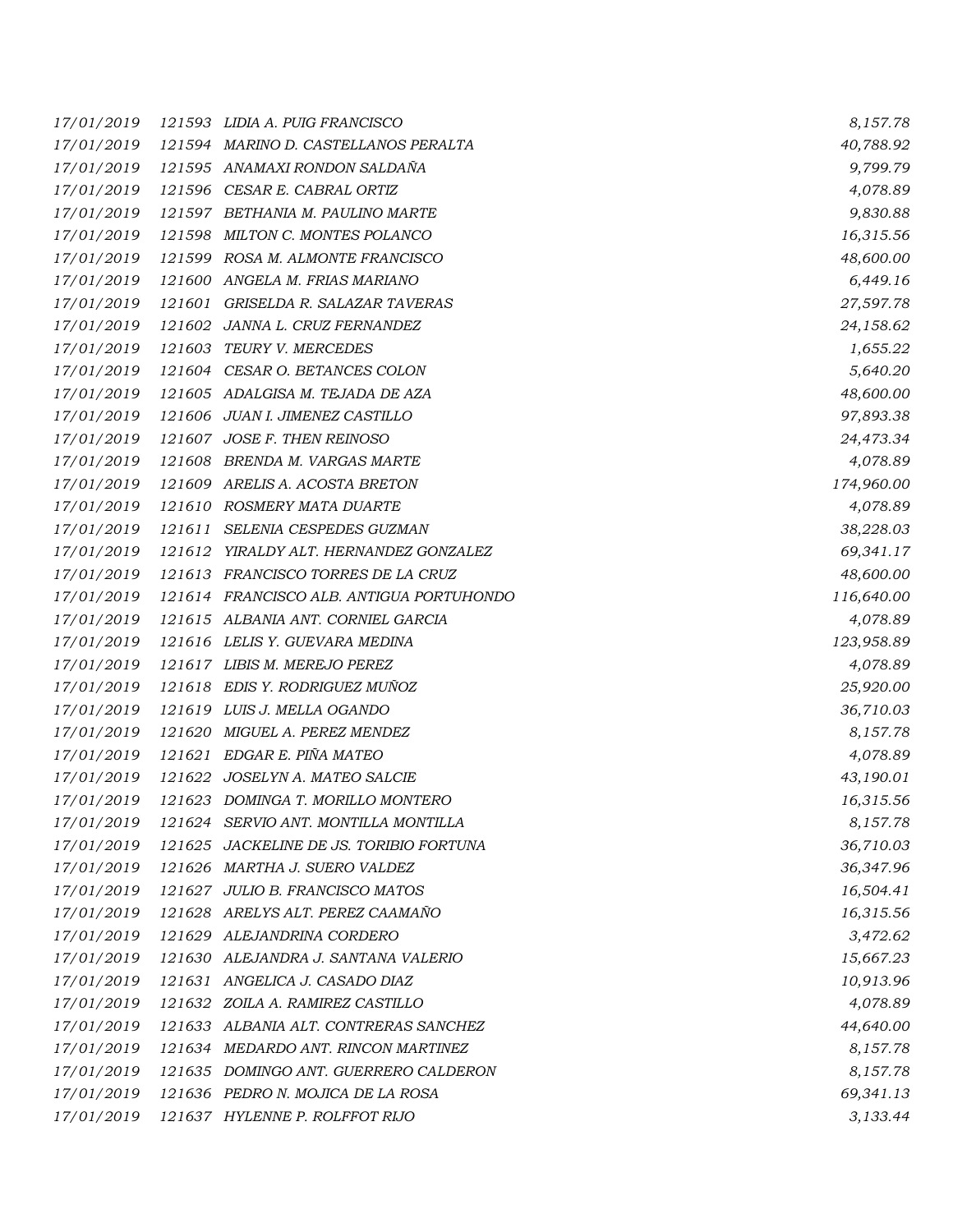| | | | |
|---|---|---|---|
| *17/01/2019* | *121593* | *LIDIA A. PUIG FRANCISCO* | *8,157.78* |
| *17/01/2019* | *121594* | *MARINO D. CASTELLANOS PERALTA* | *40,788.92* |
| *17/01/2019* | *121595* | *ANAMAXI RONDON SALDAÑA* | *9,799.79* |
| *17/01/2019* | *121596* | *CESAR E. CABRAL ORTIZ* | *4,078.89* |
| *17/01/2019* | *121597* | *BETHANIA M. PAULINO MARTE* | *9,830.88* |
| *17/01/2019* | *121598* | *MILTON C. MONTES POLANCO* | *16,315.56* |
| *17/01/2019* | *121599* | *ROSA M. ALMONTE FRANCISCO* | *48,600.00* |
| *17/01/2019* | *121600* | *ANGELA M. FRIAS MARIANO* | *6,449.16* |
| *17/01/2019* | *121601* | *GRISELDA R. SALAZAR TAVERAS* | *27,597.78* |
| *17/01/2019* | *121602* | *JANNA L. CRUZ FERNANDEZ* | *24,158.62* |
| *17/01/2019* | *121603* | *TEURY V. MERCEDES* | *1,655.22* |
| *17/01/2019* | *121604* | *CESAR O. BETANCES COLON* | *5,640.20* |
| *17/01/2019* | *121605* | *ADALGISA M. TEJADA DE AZA* | *48,600.00* |
| *17/01/2019* | *121606* | *JUAN I. JIMENEZ CASTILLO* | *97,893.38* |
| *17/01/2019* | *121607* | *JOSE F. THEN REINOSO* | *24,473.34* |
| *17/01/2019* | *121608* | *BRENDA M. VARGAS MARTE* | *4,078.89* |
| *17/01/2019* | *121609* | *ARELIS A. ACOSTA BRETON* | *174,960.00* |
| *17/01/2019* | *121610* | *ROSMERY MATA DUARTE* | *4,078.89* |
| *17/01/2019* | *121611* | *SELENIA CESPEDES GUZMAN* | *38,228.03* |
| *17/01/2019* | *121612* | *YIRALDY ALT. HERNANDEZ GONZALEZ* | *69,341.17* |
| *17/01/2019* | *121613* | *FRANCISCO TORRES DE LA CRUZ* | *48,600.00* |
| *17/01/2019* | *121614* | *FRANCISCO ALB. ANTIGUA PORTUHONDO* | *116,640.00* |
| *17/01/2019* | *121615* | *ALBANIA ANT. CORNIEL GARCIA* | *4,078.89* |
| *17/01/2019* | *121616* | *LELIS Y. GUEVARA MEDINA* | *123,958.89* |
| *17/01/2019* | *121617* | *LIBIS M. MEREJO PEREZ* | *4,078.89* |
| *17/01/2019* | *121618* | *EDIS Y. RODRIGUEZ MUÑOZ* | *25,920.00* |
| *17/01/2019* | *121619* | *LUIS J. MELLA OGANDO* | *36,710.03* |
| *17/01/2019* | *121620* | *MIGUEL A. PEREZ MENDEZ* | *8,157.78* |
| *17/01/2019* | *121621* | *EDGAR E. PIÑA MATEO* | *4,078.89* |
| *17/01/2019* | *121622* | *JOSELYN A. MATEO SALCIE* | *43,190.01* |
| *17/01/2019* | *121623* | *DOMINGA T. MORILLO MONTERO* | *16,315.56* |
| *17/01/2019* | *121624* | *SERVIO ANT. MONTILLA MONTILLA* | *8,157.78* |
| *17/01/2019* | *121625* | *JACKELINE DE JS. TORIBIO FORTUNA* | *36,710.03* |
| *17/01/2019* | *121626* | *MARTHA J. SUERO VALDEZ* | *36,347.96* |
| *17/01/2019* | *121627* | *JULIO B. FRANCISCO MATOS* | *16,504.41* |
| *17/01/2019* | *121628* | *ARELYS ALT. PEREZ CAAMAÑO* | *16,315.56* |
| *17/01/2019* | *121629* | *ALEJANDRINA CORDERO* | *3,472.62* |
| *17/01/2019* | *121630* | *ALEJANDRA J. SANTANA VALERIO* | *15,667.23* |
| *17/01/2019* | *121631* | *ANGELICA J. CASADO DIAZ* | *10,913.96* |
| *17/01/2019* | *121632* | *ZOILA A. RAMIREZ CASTILLO* | *4,078.89* |
| *17/01/2019* | *121633* | *ALBANIA ALT. CONTRERAS SANCHEZ* | *44,640.00* |
| *17/01/2019* | *121634* | *MEDARDO ANT. RINCON MARTINEZ* | *8,157.78* |
| *17/01/2019* | *121635* | *DOMINGO ANT. GUERRERO CALDERON* | *8,157.78* |
| *17/01/2019* | *121636* | *PEDRO N. MOJICA DE LA ROSA* | *69,341.13* |
| *17/01/2019* | *121637* | *HYLENNE P. ROLFFOT RIJO* | *3,133.44* |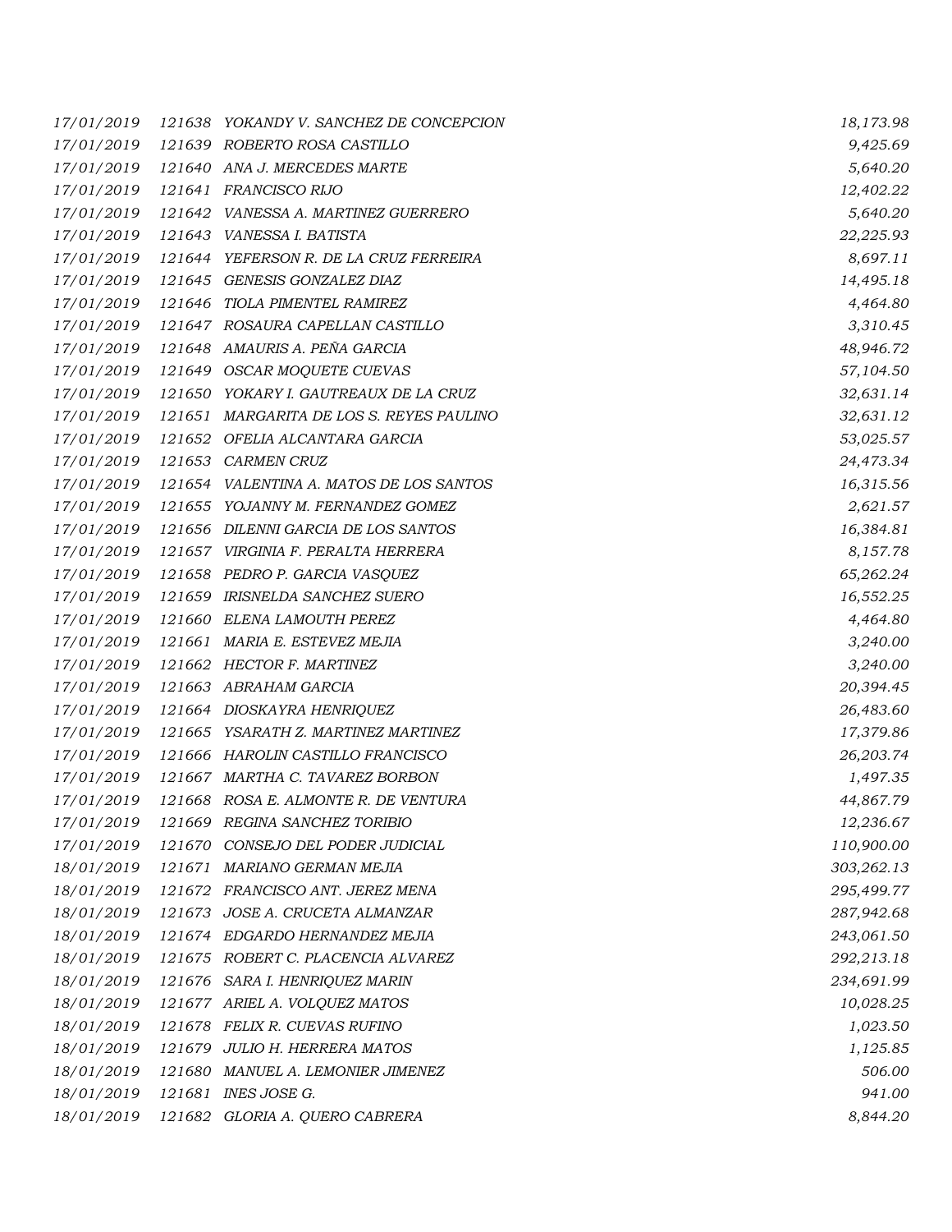| | | | |
|---|---|---|---|
| 17/01/2019 | 121638 | YOKANDY V. SANCHEZ DE CONCEPCION | 18,173.98 |
| 17/01/2019 | 121639 | ROBERTO ROSA CASTILLO | 9,425.69 |
| 17/01/2019 | 121640 | ANA J. MERCEDES MARTE | 5,640.20 |
| 17/01/2019 | 121641 | FRANCISCO RIJO | 12,402.22 |
| 17/01/2019 | 121642 | VANESSA A. MARTINEZ GUERRERO | 5,640.20 |
| 17/01/2019 | 121643 | VANESSA I. BATISTA | 22,225.93 |
| 17/01/2019 | 121644 | YEFERSON R. DE LA CRUZ FERREIRA | 8,697.11 |
| 17/01/2019 | 121645 | GENESIS GONZALEZ DIAZ | 14,495.18 |
| 17/01/2019 | 121646 | TIOLA PIMENTEL RAMIREZ | 4,464.80 |
| 17/01/2019 | 121647 | ROSAURA CAPELLAN CASTILLO | 3,310.45 |
| 17/01/2019 | 121648 | AMAURIS A. PEÑA GARCIA | 48,946.72 |
| 17/01/2019 | 121649 | OSCAR MOQUETE CUEVAS | 57,104.50 |
| 17/01/2019 | 121650 | YOKARY I. GAUTREAUX DE LA CRUZ | 32,631.14 |
| 17/01/2019 | 121651 | MARGARITA DE LOS S. REYES PAULINO | 32,631.12 |
| 17/01/2019 | 121652 | OFELIA ALCANTARA GARCIA | 53,025.57 |
| 17/01/2019 | 121653 | CARMEN CRUZ | 24,473.34 |
| 17/01/2019 | 121654 | VALENTINA A. MATOS DE LOS SANTOS | 16,315.56 |
| 17/01/2019 | 121655 | YOJANNY M. FERNANDEZ GOMEZ | 2,621.57 |
| 17/01/2019 | 121656 | DILENNI GARCIA DE LOS SANTOS | 16,384.81 |
| 17/01/2019 | 121657 | VIRGINIA F. PERALTA HERRERA | 8,157.78 |
| 17/01/2019 | 121658 | PEDRO P. GARCIA VASQUEZ | 65,262.24 |
| 17/01/2019 | 121659 | IRISNELDA SANCHEZ SUERO | 16,552.25 |
| 17/01/2019 | 121660 | ELENA LAMOUTH PEREZ | 4,464.80 |
| 17/01/2019 | 121661 | MARIA E. ESTEVEZ MEJIA | 3,240.00 |
| 17/01/2019 | 121662 | HECTOR F. MARTINEZ | 3,240.00 |
| 17/01/2019 | 121663 | ABRAHAM GARCIA | 20,394.45 |
| 17/01/2019 | 121664 | DIOSKAYRA HENRIQUEZ | 26,483.60 |
| 17/01/2019 | 121665 | YSARATH Z. MARTINEZ MARTINEZ | 17,379.86 |
| 17/01/2019 | 121666 | HAROLIN CASTILLO FRANCISCO | 26,203.74 |
| 17/01/2019 | 121667 | MARTHA C. TAVAREZ BORBON | 1,497.35 |
| 17/01/2019 | 121668 | ROSA E. ALMONTE R. DE VENTURA | 44,867.79 |
| 17/01/2019 | 121669 | REGINA SANCHEZ TORIBIO | 12,236.67 |
| 17/01/2019 | 121670 | CONSEJO DEL PODER JUDICIAL | 110,900.00 |
| 18/01/2019 | 121671 | MARIANO GERMAN MEJIA | 303,262.13 |
| 18/01/2019 | 121672 | FRANCISCO ANT. JEREZ MENA | 295,499.77 |
| 18/01/2019 | 121673 | JOSE A. CRUCETA ALMANZAR | 287,942.68 |
| 18/01/2019 | 121674 | EDGARDO HERNANDEZ MEJIA | 243,061.50 |
| 18/01/2019 | 121675 | ROBERT C. PLACENCIA ALVAREZ | 292,213.18 |
| 18/01/2019 | 121676 | SARA I. HENRIQUEZ MARIN | 234,691.99 |
| 18/01/2019 | 121677 | ARIEL A. VOLQUEZ MATOS | 10,028.25 |
| 18/01/2019 | 121678 | FELIX R. CUEVAS RUFINO | 1,023.50 |
| 18/01/2019 | 121679 | JULIO H. HERRERA MATOS | 1,125.85 |
| 18/01/2019 | 121680 | MANUEL A. LEMONIER JIMENEZ | 506.00 |
| 18/01/2019 | 121681 | INES JOSE G. | 941.00 |
| 18/01/2019 | 121682 | GLORIA A. QUERO CABRERA | 8,844.20 |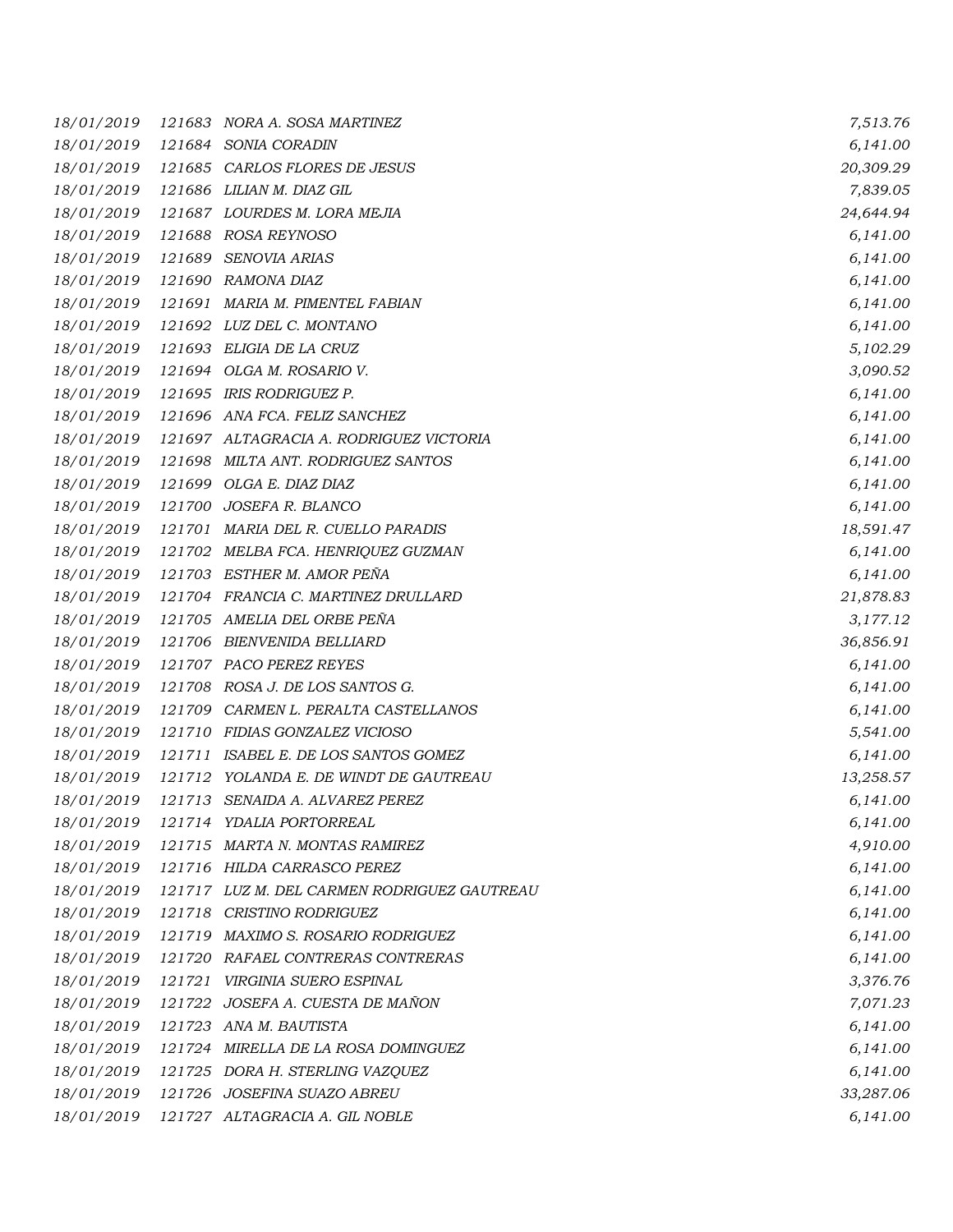| | | | |
|---|---|---|---|
| 18/01/2019 | 121683 | NORA A. SOSA MARTINEZ | 7,513.76 |
| 18/01/2019 | 121684 | SONIA CORADIN | 6,141.00 |
| 18/01/2019 | 121685 | CARLOS FLORES DE JESUS | 20,309.29 |
| 18/01/2019 | 121686 | LILIAN M. DIAZ GIL | 7,839.05 |
| 18/01/2019 | 121687 | LOURDES M. LORA MEJIA | 24,644.94 |
| 18/01/2019 | 121688 | ROSA REYNOSO | 6,141.00 |
| 18/01/2019 | 121689 | SENOVIA ARIAS | 6,141.00 |
| 18/01/2019 | 121690 | RAMONA DIAZ | 6,141.00 |
| 18/01/2019 | 121691 | MARIA M. PIMENTEL FABIAN | 6,141.00 |
| 18/01/2019 | 121692 | LUZ DEL C. MONTANO | 6,141.00 |
| 18/01/2019 | 121693 | ELIGIA DE LA CRUZ | 5,102.29 |
| 18/01/2019 | 121694 | OLGA M. ROSARIO V. | 3,090.52 |
| 18/01/2019 | 121695 | IRIS RODRIGUEZ P. | 6,141.00 |
| 18/01/2019 | 121696 | ANA FCA. FELIZ SANCHEZ | 6,141.00 |
| 18/01/2019 | 121697 | ALTAGRACIA A. RODRIGUEZ VICTORIA | 6,141.00 |
| 18/01/2019 | 121698 | MILTA ANT. RODRIGUEZ SANTOS | 6,141.00 |
| 18/01/2019 | 121699 | OLGA E. DIAZ DIAZ | 6,141.00 |
| 18/01/2019 | 121700 | JOSEFA R. BLANCO | 6,141.00 |
| 18/01/2019 | 121701 | MARIA DEL R. CUELLO PARADIS | 18,591.47 |
| 18/01/2019 | 121702 | MELBA FCA. HENRIQUEZ GUZMAN | 6,141.00 |
| 18/01/2019 | 121703 | ESTHER M. AMOR PEÑA | 6,141.00 |
| 18/01/2019 | 121704 | FRANCIA C. MARTINEZ DRULLARD | 21,878.83 |
| 18/01/2019 | 121705 | AMELIA DEL ORBE PEÑA | 3,177.12 |
| 18/01/2019 | 121706 | BIENVENIDA BELLIARD | 36,856.91 |
| 18/01/2019 | 121707 | PACO PEREZ REYES | 6,141.00 |
| 18/01/2019 | 121708 | ROSA J. DE LOS SANTOS G. | 6,141.00 |
| 18/01/2019 | 121709 | CARMEN L. PERALTA CASTELLANOS | 6,141.00 |
| 18/01/2019 | 121710 | FIDIAS GONZALEZ VICIOSO | 5,541.00 |
| 18/01/2019 | 121711 | ISABEL E. DE LOS SANTOS GOMEZ | 6,141.00 |
| 18/01/2019 | 121712 | YOLANDA E. DE WINDT DE GAUTREAU | 13,258.57 |
| 18/01/2019 | 121713 | SENAIDA A. ALVAREZ PEREZ | 6,141.00 |
| 18/01/2019 | 121714 | YDALIA PORTORREAL | 6,141.00 |
| 18/01/2019 | 121715 | MARTA N. MONTAS RAMIREZ | 4,910.00 |
| 18/01/2019 | 121716 | HILDA CARRASCO PEREZ | 6,141.00 |
| 18/01/2019 | 121717 | LUZ M. DEL CARMEN RODRIGUEZ GAUTREAU | 6,141.00 |
| 18/01/2019 | 121718 | CRISTINO RODRIGUEZ | 6,141.00 |
| 18/01/2019 | 121719 | MAXIMO S. ROSARIO RODRIGUEZ | 6,141.00 |
| 18/01/2019 | 121720 | RAFAEL CONTRERAS CONTRERAS | 6,141.00 |
| 18/01/2019 | 121721 | VIRGINIA SUERO ESPINAL | 3,376.76 |
| 18/01/2019 | 121722 | JOSEFA A. CUESTA DE MAÑON | 7,071.23 |
| 18/01/2019 | 121723 | ANA M. BAUTISTA | 6,141.00 |
| 18/01/2019 | 121724 | MIRELLA DE LA ROSA DOMINGUEZ | 6,141.00 |
| 18/01/2019 | 121725 | DORA H. STERLING VAZQUEZ | 6,141.00 |
| 18/01/2019 | 121726 | JOSEFINA SUAZO ABREU | 33,287.06 |
| 18/01/2019 | 121727 | ALTAGRACIA A. GIL NOBLE | 6,141.00 |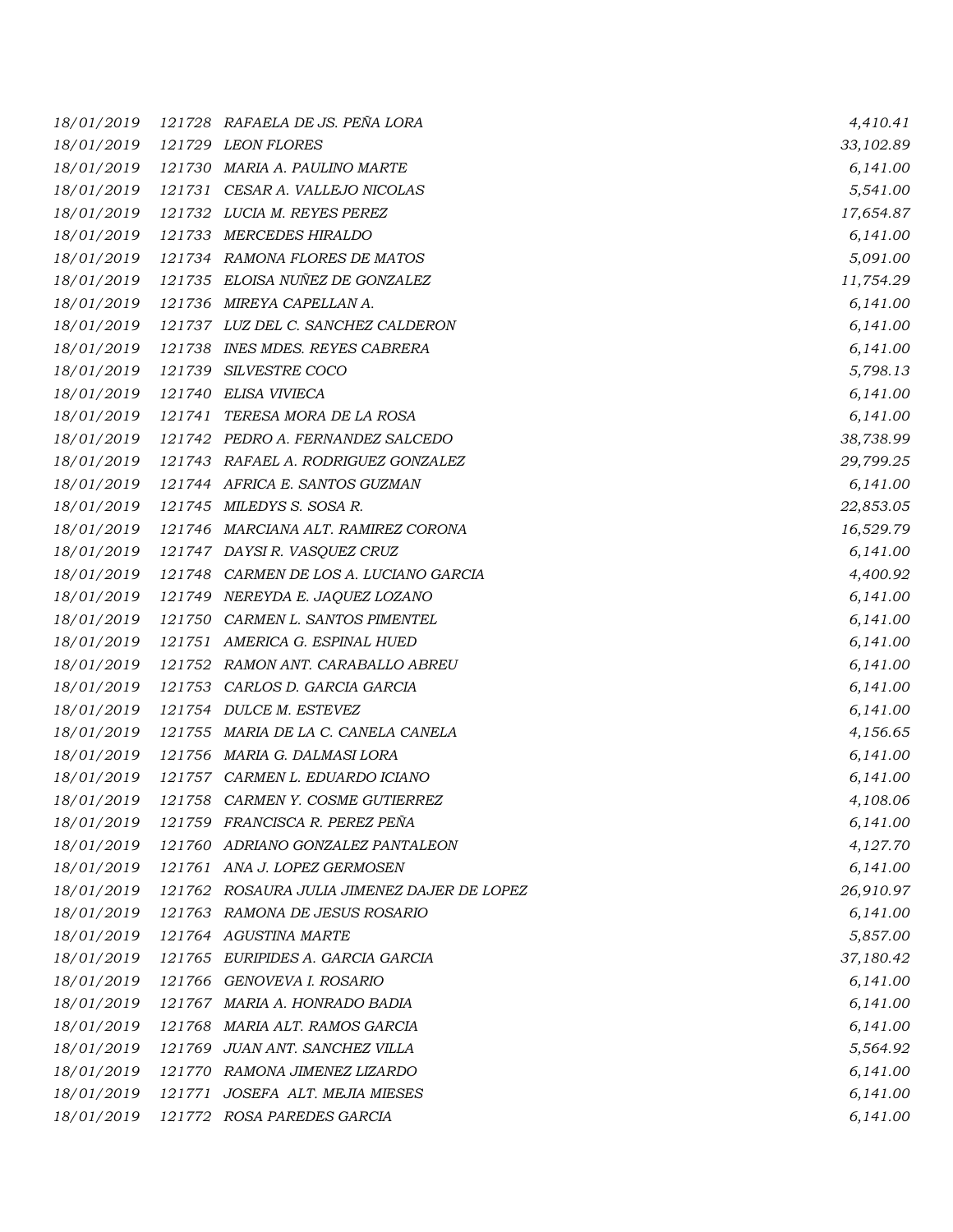| | | | |
|---|---|---|---|
| 18/01/2019 | 121728 | RAFAELA DE JS. PEÑA LORA | 4,410.41 |
| 18/01/2019 | 121729 | LEON FLORES | 33,102.89 |
| 18/01/2019 | 121730 | MARIA A. PAULINO MARTE | 6,141.00 |
| 18/01/2019 | 121731 | CESAR A. VALLEJO NICOLAS | 5,541.00 |
| 18/01/2019 | 121732 | LUCIA M. REYES PEREZ | 17,654.87 |
| 18/01/2019 | 121733 | MERCEDES HIRALDO | 6,141.00 |
| 18/01/2019 | 121734 | RAMONA FLORES DE MATOS | 5,091.00 |
| 18/01/2019 | 121735 | ELOISA NUÑEZ DE GONZALEZ | 11,754.29 |
| 18/01/2019 | 121736 | MIREYA CAPELLAN A. | 6,141.00 |
| 18/01/2019 | 121737 | LUZ DEL C. SANCHEZ CALDERON | 6,141.00 |
| 18/01/2019 | 121738 | INES MDES. REYES CABRERA | 6,141.00 |
| 18/01/2019 | 121739 | SILVESTRE COCO | 5,798.13 |
| 18/01/2019 | 121740 | ELISA VIVIECA | 6,141.00 |
| 18/01/2019 | 121741 | TERESA MORA DE LA ROSA | 6,141.00 |
| 18/01/2019 | 121742 | PEDRO A. FERNANDEZ SALCEDO | 38,738.99 |
| 18/01/2019 | 121743 | RAFAEL A. RODRIGUEZ GONZALEZ | 29,799.25 |
| 18/01/2019 | 121744 | AFRICA E. SANTOS GUZMAN | 6,141.00 |
| 18/01/2019 | 121745 | MILEDYS S. SOSA R. | 22,853.05 |
| 18/01/2019 | 121746 | MARCIANA ALT. RAMIREZ CORONA | 16,529.79 |
| 18/01/2019 | 121747 | DAYSI R. VASQUEZ CRUZ | 6,141.00 |
| 18/01/2019 | 121748 | CARMEN DE LOS A. LUCIANO GARCIA | 4,400.92 |
| 18/01/2019 | 121749 | NEREYDA E. JAQUEZ LOZANO | 6,141.00 |
| 18/01/2019 | 121750 | CARMEN L. SANTOS PIMENTEL | 6,141.00 |
| 18/01/2019 | 121751 | AMERICA G. ESPINAL HUED | 6,141.00 |
| 18/01/2019 | 121752 | RAMON ANT. CARABALLO ABREU | 6,141.00 |
| 18/01/2019 | 121753 | CARLOS D. GARCIA GARCIA | 6,141.00 |
| 18/01/2019 | 121754 | DULCE M. ESTEVEZ | 6,141.00 |
| 18/01/2019 | 121755 | MARIA DE LA C. CANELA CANELA | 4,156.65 |
| 18/01/2019 | 121756 | MARIA G. DALMASI LORA | 6,141.00 |
| 18/01/2019 | 121757 | CARMEN L. EDUARDO ICIANO | 6,141.00 |
| 18/01/2019 | 121758 | CARMEN Y. COSME GUTIERREZ | 4,108.06 |
| 18/01/2019 | 121759 | FRANCISCA R. PEREZ PEÑA | 6,141.00 |
| 18/01/2019 | 121760 | ADRIANO GONZALEZ PANTALEON | 4,127.70 |
| 18/01/2019 | 121761 | ANA J. LOPEZ GERMOSEN | 6,141.00 |
| 18/01/2019 | 121762 | ROSAURA JULIA JIMENEZ DAJER DE LOPEZ | 26,910.97 |
| 18/01/2019 | 121763 | RAMONA DE JESUS ROSARIO | 6,141.00 |
| 18/01/2019 | 121764 | AGUSTINA MARTE | 5,857.00 |
| 18/01/2019 | 121765 | EURIPIDES A. GARCIA GARCIA | 37,180.42 |
| 18/01/2019 | 121766 | GENOVEVA I. ROSARIO | 6,141.00 |
| 18/01/2019 | 121767 | MARIA A. HONRADO BADIA | 6,141.00 |
| 18/01/2019 | 121768 | MARIA ALT. RAMOS GARCIA | 6,141.00 |
| 18/01/2019 | 121769 | JUAN ANT. SANCHEZ VILLA | 5,564.92 |
| 18/01/2019 | 121770 | RAMONA JIMENEZ LIZARDO | 6,141.00 |
| 18/01/2019 | 121771 | JOSEFA ALT. MEJIA MIESES | 6,141.00 |
| 18/01/2019 | 121772 | ROSA PAREDES GARCIA | 6,141.00 |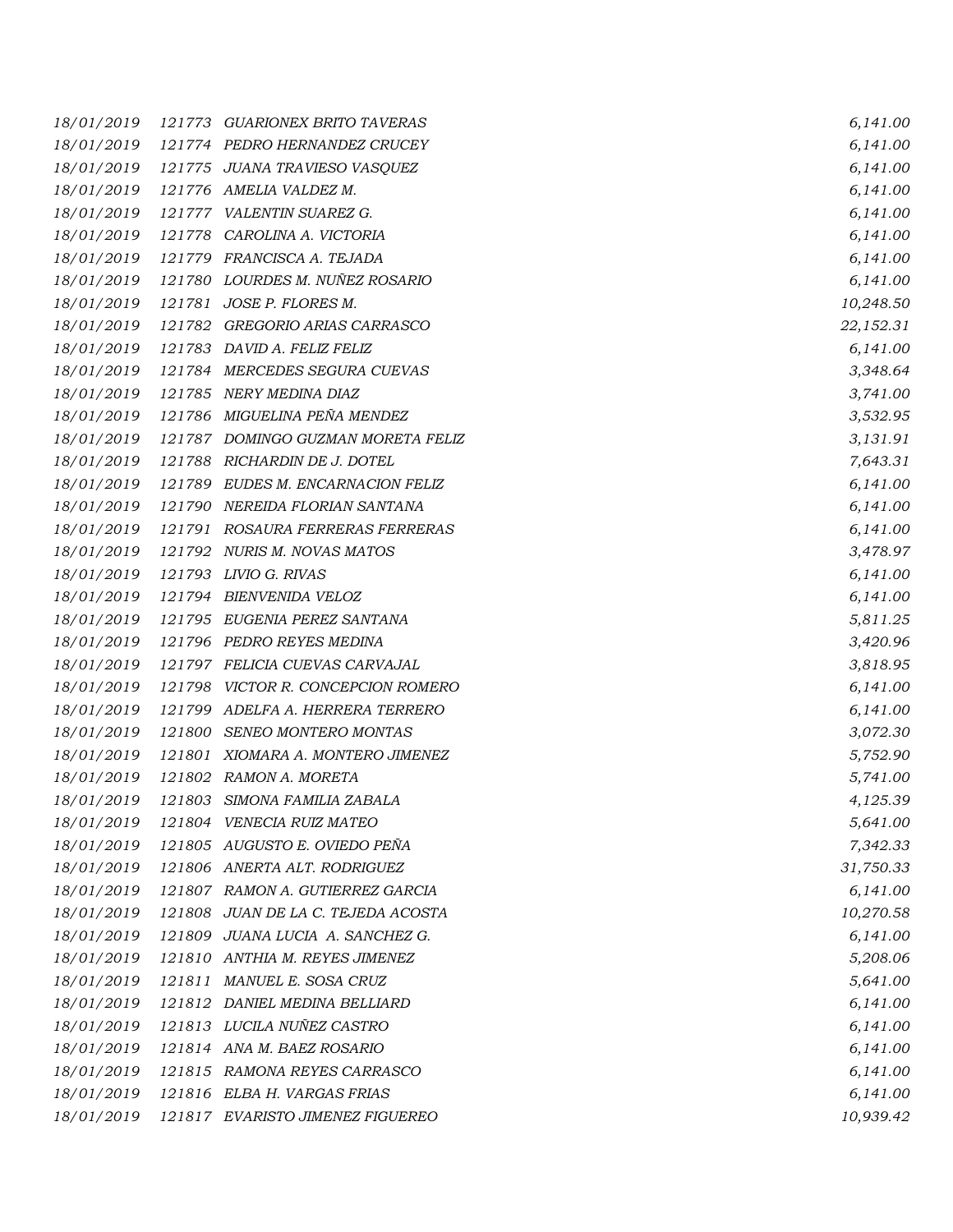| | | | |
|---|---|---|---|
| 18/01/2019 | 121773 | GUARIONEX BRITO TAVERAS | 6,141.00 |
| 18/01/2019 | 121774 | PEDRO HERNANDEZ CRUCEY | 6,141.00 |
| 18/01/2019 | 121775 | JUANA TRAVIESO VASQUEZ | 6,141.00 |
| 18/01/2019 | 121776 | AMELIA VALDEZ M. | 6,141.00 |
| 18/01/2019 | 121777 | VALENTIN SUAREZ G. | 6,141.00 |
| 18/01/2019 | 121778 | CAROLINA A. VICTORIA | 6,141.00 |
| 18/01/2019 | 121779 | FRANCISCA A. TEJADA | 6,141.00 |
| 18/01/2019 | 121780 | LOURDES M. NUÑEZ ROSARIO | 6,141.00 |
| 18/01/2019 | 121781 | JOSE P. FLORES M. | 10,248.50 |
| 18/01/2019 | 121782 | GREGORIO ARIAS CARRASCO | 22,152.31 |
| 18/01/2019 | 121783 | DAVID A. FELIZ FELIZ | 6,141.00 |
| 18/01/2019 | 121784 | MERCEDES SEGURA CUEVAS | 3,348.64 |
| 18/01/2019 | 121785 | NERY MEDINA DIAZ | 3,741.00 |
| 18/01/2019 | 121786 | MIGUELINA PEÑA MENDEZ | 3,532.95 |
| 18/01/2019 | 121787 | DOMINGO GUZMAN MORETA FELIZ | 3,131.91 |
| 18/01/2019 | 121788 | RICHARDIN DE J. DOTEL | 7,643.31 |
| 18/01/2019 | 121789 | EUDES M. ENCARNACION FELIZ | 6,141.00 |
| 18/01/2019 | 121790 | NEREIDA FLORIAN SANTANA | 6,141.00 |
| 18/01/2019 | 121791 | ROSAURA FERRERAS FERRERAS | 6,141.00 |
| 18/01/2019 | 121792 | NURIS M. NOVAS MATOS | 3,478.97 |
| 18/01/2019 | 121793 | LIVIO G. RIVAS | 6,141.00 |
| 18/01/2019 | 121794 | BIENVENIDA VELOZ | 6,141.00 |
| 18/01/2019 | 121795 | EUGENIA PEREZ SANTANA | 5,811.25 |
| 18/01/2019 | 121796 | PEDRO REYES MEDINA | 3,420.96 |
| 18/01/2019 | 121797 | FELICIA CUEVAS CARVAJAL | 3,818.95 |
| 18/01/2019 | 121798 | VICTOR R. CONCEPCION ROMERO | 6,141.00 |
| 18/01/2019 | 121799 | ADELFA A. HERRERA TERRERO | 6,141.00 |
| 18/01/2019 | 121800 | SENEO MONTERO MONTAS | 3,072.30 |
| 18/01/2019 | 121801 | XIOMARA A. MONTERO JIMENEZ | 5,752.90 |
| 18/01/2019 | 121802 | RAMON A. MORETA | 5,741.00 |
| 18/01/2019 | 121803 | SIMONA FAMILIA ZABALA | 4,125.39 |
| 18/01/2019 | 121804 | VENECIA RUIZ MATEO | 5,641.00 |
| 18/01/2019 | 121805 | AUGUSTO E. OVIEDO PEÑA | 7,342.33 |
| 18/01/2019 | 121806 | ANERTA ALT. RODRIGUEZ | 31,750.33 |
| 18/01/2019 | 121807 | RAMON A. GUTIERREZ GARCIA | 6,141.00 |
| 18/01/2019 | 121808 | JUAN DE LA C. TEJEDA ACOSTA | 10,270.58 |
| 18/01/2019 | 121809 | JUANA LUCIA A. SANCHEZ G. | 6,141.00 |
| 18/01/2019 | 121810 | ANTHIA M. REYES JIMENEZ | 5,208.06 |
| 18/01/2019 | 121811 | MANUEL E. SOSA CRUZ | 5,641.00 |
| 18/01/2019 | 121812 | DANIEL MEDINA BELLIARD | 6,141.00 |
| 18/01/2019 | 121813 | LUCILA NUÑEZ CASTRO | 6,141.00 |
| 18/01/2019 | 121814 | ANA M. BAEZ ROSARIO | 6,141.00 |
| 18/01/2019 | 121815 | RAMONA REYES CARRASCO | 6,141.00 |
| 18/01/2019 | 121816 | ELBA H. VARGAS FRIAS | 6,141.00 |
| 18/01/2019 | 121817 | EVARISTO JIMENEZ FIGUEREO | 10,939.42 |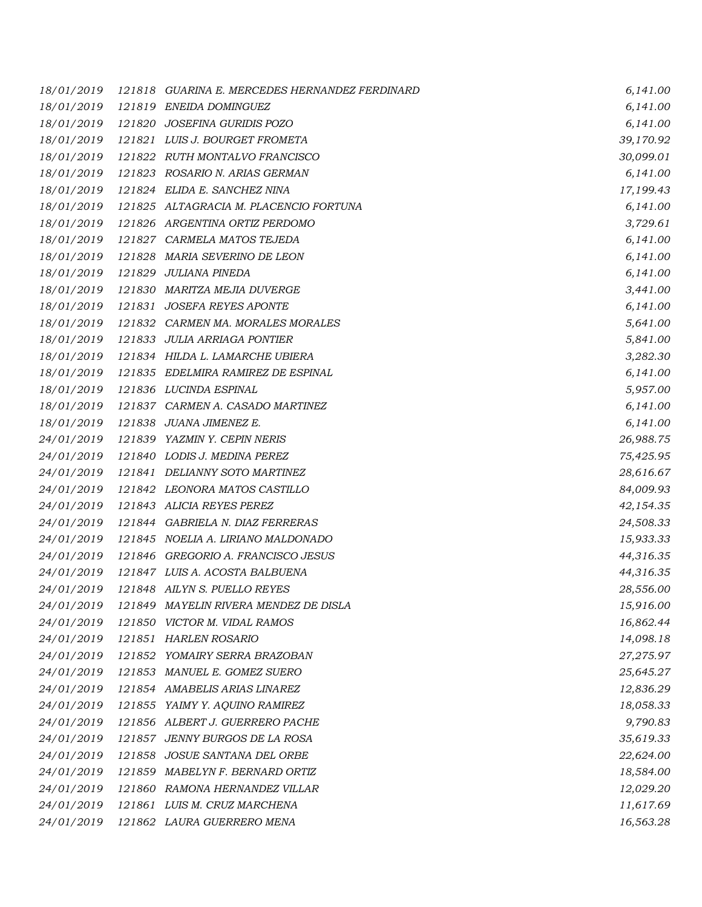| | | | |
|---|---|---|---|
| *18/01/2019* | *121818* | *GUARINA E. MERCEDES HERNANDEZ FERDINARD* | *6,141.00* |
| *18/01/2019* | *121819* | *ENEIDA DOMINGUEZ* | *6,141.00* |
| *18/01/2019* | *121820* | *JOSEFINA GURIDIS POZO* | *6,141.00* |
| *18/01/2019* | *121821* | *LUIS J. BOURGET FROMETA* | *39,170.92* |
| *18/01/2019* | *121822* | *RUTH MONTALVO FRANCISCO* | *30,099.01* |
| *18/01/2019* | *121823* | *ROSARIO N. ARIAS GERMAN* | *6,141.00* |
| *18/01/2019* | *121824* | *ELIDA E. SANCHEZ NINA* | *17,199.43* |
| *18/01/2019* | *121825* | *ALTAGRACIA M. PLACENCIO FORTUNA* | *6,141.00* |
| *18/01/2019* | *121826* | *ARGENTINA ORTIZ PERDOMO* | *3,729.61* |
| *18/01/2019* | *121827* | *CARMELA MATOS TEJEDA* | *6,141.00* |
| *18/01/2019* | *121828* | *MARIA SEVERINO DE LEON* | *6,141.00* |
| *18/01/2019* | *121829* | *JULIANA PINEDA* | *6,141.00* |
| *18/01/2019* | *121830* | *MARITZA MEJIA DUVERGE* | *3,441.00* |
| *18/01/2019* | *121831* | *JOSEFA REYES APONTE* | *6,141.00* |
| *18/01/2019* | *121832* | *CARMEN MA. MORALES MORALES* | *5,641.00* |
| *18/01/2019* | *121833* | *JULIA ARRIAGA PONTIER* | *5,841.00* |
| *18/01/2019* | *121834* | *HILDA L. LAMARCHE UBIERA* | *3,282.30* |
| *18/01/2019* | *121835* | *EDELMIRA RAMIREZ DE ESPINAL* | *6,141.00* |
| *18/01/2019* | *121836* | *LUCINDA ESPINAL* | *5,957.00* |
| *18/01/2019* | *121837* | *CARMEN A. CASADO MARTINEZ* | *6,141.00* |
| *18/01/2019* | *121838* | *JUANA JIMENEZ E.* | *6,141.00* |
| *24/01/2019* | *121839* | *YAZMIN Y. CEPIN NERIS* | *26,988.75* |
| *24/01/2019* | *121840* | *LODIS J. MEDINA PEREZ* | *75,425.95* |
| *24/01/2019* | *121841* | *DELIANNY SOTO MARTINEZ* | *28,616.67* |
| *24/01/2019* | *121842* | *LEONORA MATOS CASTILLO* | *84,009.93* |
| *24/01/2019* | *121843* | *ALICIA REYES PEREZ* | *42,154.35* |
| *24/01/2019* | *121844* | *GABRIELA N. DIAZ FERRERAS* | *24,508.33* |
| *24/01/2019* | *121845* | *NOELIA A. LIRIANO MALDONADO* | *15,933.33* |
| *24/01/2019* | *121846* | *GREGORIO A. FRANCISCO JESUS* | *44,316.35* |
| *24/01/2019* | *121847* | *LUIS A. ACOSTA BALBUENA* | *44,316.35* |
| *24/01/2019* | *121848* | *AILYN S. PUELLO REYES* | *28,556.00* |
| *24/01/2019* | *121849* | *MAYELIN RIVERA MENDEZ DE DISLA* | *15,916.00* |
| *24/01/2019* | *121850* | *VICTOR M. VIDAL RAMOS* | *16,862.44* |
| *24/01/2019* | *121851* | *HARLEN ROSARIO* | *14,098.18* |
| *24/01/2019* | *121852* | *YOMAIRY SERRA BRAZOBAN* | *27,275.97* |
| *24/01/2019* | *121853* | *MANUEL E. GOMEZ SUERO* | *25,645.27* |
| *24/01/2019* | *121854* | *AMABELIS ARIAS LINAREZ* | *12,836.29* |
| *24/01/2019* | *121855* | *YAIMY Y. AQUINO RAMIREZ* | *18,058.33* |
| *24/01/2019* | *121856* | *ALBERT J. GUERRERO PACHE* | *9,790.83* |
| *24/01/2019* | *121857* | *JENNY BURGOS DE LA ROSA* | *35,619.33* |
| *24/01/2019* | *121858* | *JOSUE SANTANA DEL ORBE* | *22,624.00* |
| *24/01/2019* | *121859* | *MABELYN F. BERNARD ORTIZ* | *18,584.00* |
| *24/01/2019* | *121860* | *RAMONA HERNANDEZ VILLAR* | *12,029.20* |
| *24/01/2019* | *121861* | *LUIS M. CRUZ MARCHENA* | *11,617.69* |
| *24/01/2019* | *121862* | *LAURA GUERRERO MENA* | *16,563.28* |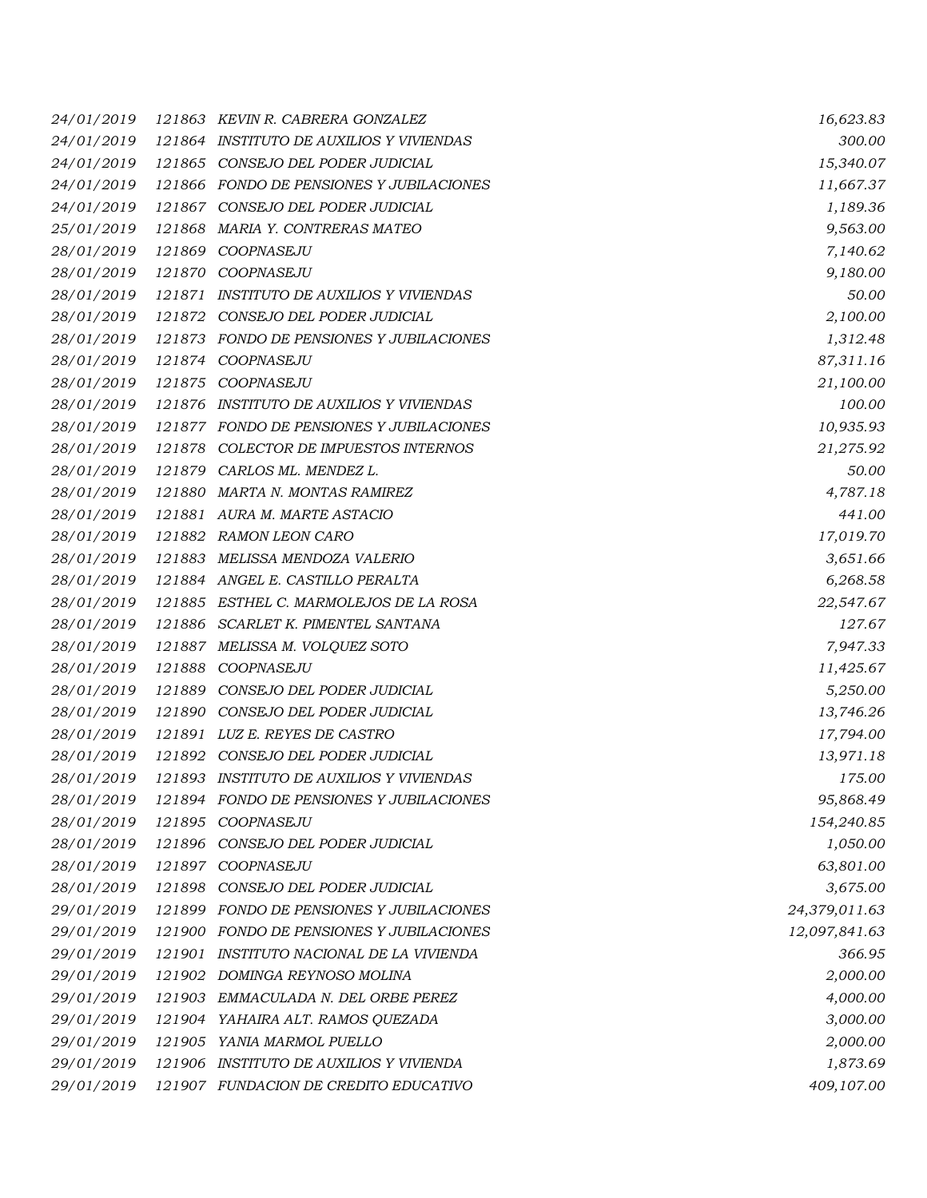| | | | |
|---|---|---|---|
| 24/01/2019 | 121863 | KEVIN R. CABRERA GONZALEZ | 16,623.83 |
| 24/01/2019 | 121864 | INSTITUTO DE AUXILIOS Y VIVIENDAS | 300.00 |
| 24/01/2019 | 121865 | CONSEJO DEL PODER JUDICIAL | 15,340.07 |
| 24/01/2019 | 121866 | FONDO DE PENSIONES Y JUBILACIONES | 11,667.37 |
| 24/01/2019 | 121867 | CONSEJO DEL PODER JUDICIAL | 1,189.36 |
| 25/01/2019 | 121868 | MARIA Y. CONTRERAS MATEO | 9,563.00 |
| 28/01/2019 | 121869 | COOPNASEJU | 7,140.62 |
| 28/01/2019 | 121870 | COOPNASEJU | 9,180.00 |
| 28/01/2019 | 121871 | INSTITUTO DE AUXILIOS Y VIVIENDAS | 50.00 |
| 28/01/2019 | 121872 | CONSEJO DEL PODER JUDICIAL | 2,100.00 |
| 28/01/2019 | 121873 | FONDO DE PENSIONES Y JUBILACIONES | 1,312.48 |
| 28/01/2019 | 121874 | COOPNASEJU | 87,311.16 |
| 28/01/2019 | 121875 | COOPNASEJU | 21,100.00 |
| 28/01/2019 | 121876 | INSTITUTO DE AUXILIOS Y VIVIENDAS | 100.00 |
| 28/01/2019 | 121877 | FONDO DE PENSIONES Y JUBILACIONES | 10,935.93 |
| 28/01/2019 | 121878 | COLECTOR DE IMPUESTOS INTERNOS | 21,275.92 |
| 28/01/2019 | 121879 | CARLOS ML. MENDEZ L. | 50.00 |
| 28/01/2019 | 121880 | MARTA N. MONTAS RAMIREZ | 4,787.18 |
| 28/01/2019 | 121881 | AURA M. MARTE ASTACIO | 441.00 |
| 28/01/2019 | 121882 | RAMON LEON CARO | 17,019.70 |
| 28/01/2019 | 121883 | MELISSA MENDOZA VALERIO | 3,651.66 |
| 28/01/2019 | 121884 | ANGEL E. CASTILLO PERALTA | 6,268.58 |
| 28/01/2019 | 121885 | ESTHEL C. MARMOLEJOS DE LA ROSA | 22,547.67 |
| 28/01/2019 | 121886 | SCARLET K. PIMENTEL SANTANA | 127.67 |
| 28/01/2019 | 121887 | MELISSA M. VOLQUEZ SOTO | 7,947.33 |
| 28/01/2019 | 121888 | COOPNASEJU | 11,425.67 |
| 28/01/2019 | 121889 | CONSEJO DEL PODER JUDICIAL | 5,250.00 |
| 28/01/2019 | 121890 | CONSEJO DEL PODER JUDICIAL | 13,746.26 |
| 28/01/2019 | 121891 | LUZ E. REYES DE CASTRO | 17,794.00 |
| 28/01/2019 | 121892 | CONSEJO DEL PODER JUDICIAL | 13,971.18 |
| 28/01/2019 | 121893 | INSTITUTO DE AUXILIOS Y VIVIENDAS | 175.00 |
| 28/01/2019 | 121894 | FONDO DE PENSIONES Y JUBILACIONES | 95,868.49 |
| 28/01/2019 | 121895 | COOPNASEJU | 154,240.85 |
| 28/01/2019 | 121896 | CONSEJO DEL PODER JUDICIAL | 1,050.00 |
| 28/01/2019 | 121897 | COOPNASEJU | 63,801.00 |
| 28/01/2019 | 121898 | CONSEJO DEL PODER JUDICIAL | 3,675.00 |
| 29/01/2019 | 121899 | FONDO DE PENSIONES Y JUBILACIONES | 24,379,011.63 |
| 29/01/2019 | 121900 | FONDO DE PENSIONES Y JUBILACIONES | 12,097,841.63 |
| 29/01/2019 | 121901 | INSTITUTO NACIONAL DE LA VIVIENDA | 366.95 |
| 29/01/2019 | 121902 | DOMINGA REYNOSO MOLINA | 2,000.00 |
| 29/01/2019 | 121903 | EMMACULADA N. DEL ORBE PEREZ | 4,000.00 |
| 29/01/2019 | 121904 | YAHAIRA ALT. RAMOS QUEZADA | 3,000.00 |
| 29/01/2019 | 121905 | YANIA MARMOL PUELLO | 2,000.00 |
| 29/01/2019 | 121906 | INSTITUTO DE AUXILIOS Y VIVIENDA | 1,873.69 |
| 29/01/2019 | 121907 | FUNDACION DE CREDITO EDUCATIVO | 409,107.00 |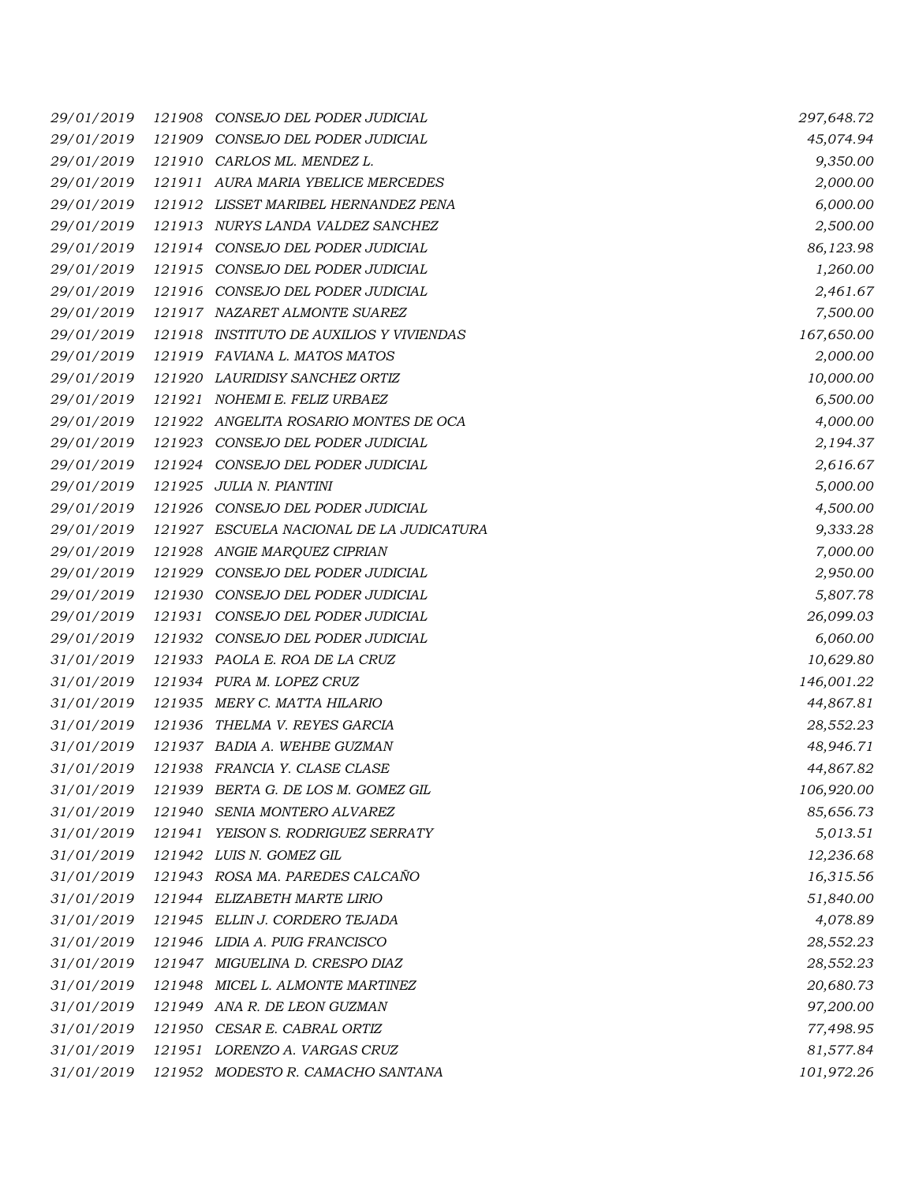| | | | |
|---|---|---|---|
| *29/01/2019* | *121908* | *CONSEJO DEL PODER JUDICIAL* | *297,648.72* |
| *29/01/2019* | *121909* | *CONSEJO DEL PODER JUDICIAL* | *45,074.94* |
| *29/01/2019* | *121910* | *CARLOS ML. MENDEZ L.* | *9,350.00* |
| *29/01/2019* | *121911* | *AURA MARIA YBELICE MERCEDES* | *2,000.00* |
| *29/01/2019* | *121912* | *LISSET MARIBEL HERNANDEZ PENA* | *6,000.00* |
| *29/01/2019* | *121913* | *NURYS LANDA VALDEZ SANCHEZ* | *2,500.00* |
| *29/01/2019* | *121914* | *CONSEJO DEL PODER JUDICIAL* | *86,123.98* |
| *29/01/2019* | *121915* | *CONSEJO DEL PODER JUDICIAL* | *1,260.00* |
| *29/01/2019* | *121916* | *CONSEJO DEL PODER JUDICIAL* | *2,461.67* |
| *29/01/2019* | *121917* | *NAZARET ALMONTE SUAREZ* | *7,500.00* |
| *29/01/2019* | *121918* | *INSTITUTO DE AUXILIOS Y VIVIENDAS* | *167,650.00* |
| *29/01/2019* | *121919* | *FAVIANA L. MATOS MATOS* | *2,000.00* |
| *29/01/2019* | *121920* | *LAURIDISY SANCHEZ ORTIZ* | *10,000.00* |
| *29/01/2019* | *121921* | *NOHEMI E. FELIZ URBAEZ* | *6,500.00* |
| *29/01/2019* | *121922* | *ANGELITA ROSARIO MONTES DE OCA* | *4,000.00* |
| *29/01/2019* | *121923* | *CONSEJO DEL PODER JUDICIAL* | *2,194.37* |
| *29/01/2019* | *121924* | *CONSEJO DEL PODER JUDICIAL* | *2,616.67* |
| *29/01/2019* | *121925* | *JULIA N. PIANTINI* | *5,000.00* |
| *29/01/2019* | *121926* | *CONSEJO DEL PODER JUDICIAL* | *4,500.00* |
| *29/01/2019* | *121927* | *ESCUELA NACIONAL DE LA JUDICATURA* | *9,333.28* |
| *29/01/2019* | *121928* | *ANGIE MARQUEZ CIPRIAN* | *7,000.00* |
| *29/01/2019* | *121929* | *CONSEJO DEL PODER JUDICIAL* | *2,950.00* |
| *29/01/2019* | *121930* | *CONSEJO DEL PODER JUDICIAL* | *5,807.78* |
| *29/01/2019* | *121931* | *CONSEJO DEL PODER JUDICIAL* | *26,099.03* |
| *29/01/2019* | *121932* | *CONSEJO DEL PODER JUDICIAL* | *6,060.00* |
| *31/01/2019* | *121933* | *PAOLA E. ROA DE LA CRUZ* | *10,629.80* |
| *31/01/2019* | *121934* | *PURA M. LOPEZ CRUZ* | *146,001.22* |
| *31/01/2019* | *121935* | *MERY C. MATTA HILARIO* | *44,867.81* |
| *31/01/2019* | *121936* | *THELMA V. REYES GARCIA* | *28,552.23* |
| *31/01/2019* | *121937* | *BADIA A. WEHBE GUZMAN* | *48,946.71* |
| *31/01/2019* | *121938* | *FRANCIA Y. CLASE CLASE* | *44,867.82* |
| *31/01/2019* | *121939* | *BERTA G. DE LOS M. GOMEZ GIL* | *106,920.00* |
| *31/01/2019* | *121940* | *SENIA MONTERO ALVAREZ* | *85,656.73* |
| *31/01/2019* | *121941* | *YEISON S. RODRIGUEZ SERRATY* | *5,013.51* |
| *31/01/2019* | *121942* | *LUIS N. GOMEZ GIL* | *12,236.68* |
| *31/01/2019* | *121943* | *ROSA MA. PAREDES CALCAÑO* | *16,315.56* |
| *31/01/2019* | *121944* | *ELIZABETH MARTE LIRIO* | *51,840.00* |
| *31/01/2019* | *121945* | *ELLIN J. CORDERO TEJADA* | *4,078.89* |
| *31/01/2019* | *121946* | *LIDIA A. PUIG FRANCISCO* | *28,552.23* |
| *31/01/2019* | *121947* | *MIGUELINA D. CRESPO DIAZ* | *28,552.23* |
| *31/01/2019* | *121948* | *MICEL L. ALMONTE MARTINEZ* | *20,680.73* |
| *31/01/2019* | *121949* | *ANA R. DE LEON GUZMAN* | *97,200.00* |
| *31/01/2019* | *121950* | *CESAR E. CABRAL ORTIZ* | *77,498.95* |
| *31/01/2019* | *121951* | *LORENZO A. VARGAS CRUZ* | *81,577.84* |
| *31/01/2019* | *121952* | *MODESTO R. CAMACHO SANTANA* | *101,972.26* |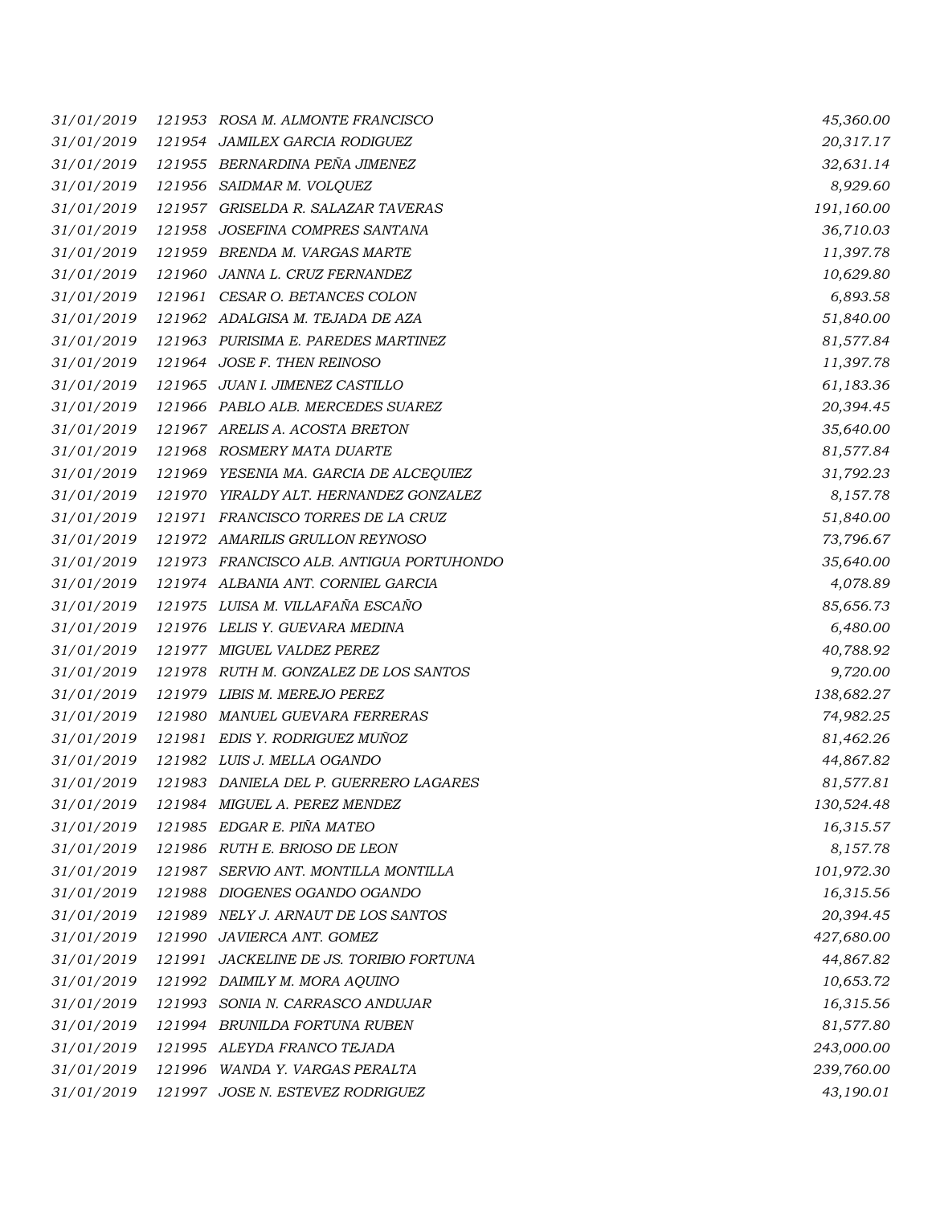| | | | |
|---|---|---|---|
| 31/01/2019 | 121953 | ROSA M. ALMONTE FRANCISCO | 45,360.00 |
| 31/01/2019 | 121954 | JAMILEX GARCIA RODIGUEZ | 20,317.17 |
| 31/01/2019 | 121955 | BERNARDINA PEÑA JIMENEZ | 32,631.14 |
| 31/01/2019 | 121956 | SAIDMAR M. VOLQUEZ | 8,929.60 |
| 31/01/2019 | 121957 | GRISELDA R. SALAZAR TAVERAS | 191,160.00 |
| 31/01/2019 | 121958 | JOSEFINA COMPRES SANTANA | 36,710.03 |
| 31/01/2019 | 121959 | BRENDA M. VARGAS MARTE | 11,397.78 |
| 31/01/2019 | 121960 | JANNA L. CRUZ FERNANDEZ | 10,629.80 |
| 31/01/2019 | 121961 | CESAR O. BETANCES COLON | 6,893.58 |
| 31/01/2019 | 121962 | ADALGISA M. TEJADA DE AZA | 51,840.00 |
| 31/01/2019 | 121963 | PURISIMA E. PAREDES MARTINEZ | 81,577.84 |
| 31/01/2019 | 121964 | JOSE F. THEN REINOSO | 11,397.78 |
| 31/01/2019 | 121965 | JUAN I. JIMENEZ CASTILLO | 61,183.36 |
| 31/01/2019 | 121966 | PABLO ALB. MERCEDES SUAREZ | 20,394.45 |
| 31/01/2019 | 121967 | ARELIS A. ACOSTA BRETON | 35,640.00 |
| 31/01/2019 | 121968 | ROSMERY MATA DUARTE | 81,577.84 |
| 31/01/2019 | 121969 | YESENIA MA. GARCIA DE ALCEQUIEZ | 31,792.23 |
| 31/01/2019 | 121970 | YIRALDY ALT. HERNANDEZ GONZALEZ | 8,157.78 |
| 31/01/2019 | 121971 | FRANCISCO TORRES DE LA CRUZ | 51,840.00 |
| 31/01/2019 | 121972 | AMARILIS GRULLON REYNOSO | 73,796.67 |
| 31/01/2019 | 121973 | FRANCISCO ALB. ANTIGUA PORTUHONDO | 35,640.00 |
| 31/01/2019 | 121974 | ALBANIA ANT. CORNIEL GARCIA | 4,078.89 |
| 31/01/2019 | 121975 | LUISA M. VILLAFAÑA ESCAÑO | 85,656.73 |
| 31/01/2019 | 121976 | LELIS Y. GUEVARA MEDINA | 6,480.00 |
| 31/01/2019 | 121977 | MIGUEL VALDEZ PEREZ | 40,788.92 |
| 31/01/2019 | 121978 | RUTH M. GONZALEZ DE LOS SANTOS | 9,720.00 |
| 31/01/2019 | 121979 | LIBIS M. MEREJO PEREZ | 138,682.27 |
| 31/01/2019 | 121980 | MANUEL GUEVARA FERRERAS | 74,982.25 |
| 31/01/2019 | 121981 | EDIS Y. RODRIGUEZ MUÑOZ | 81,462.26 |
| 31/01/2019 | 121982 | LUIS J. MELLA OGANDO | 44,867.82 |
| 31/01/2019 | 121983 | DANIELA DEL P. GUERRERO LAGARES | 81,577.81 |
| 31/01/2019 | 121984 | MIGUEL A. PEREZ MENDEZ | 130,524.48 |
| 31/01/2019 | 121985 | EDGAR E. PIÑA MATEO | 16,315.57 |
| 31/01/2019 | 121986 | RUTH E. BRIOSO DE LEON | 8,157.78 |
| 31/01/2019 | 121987 | SERVIO ANT. MONTILLA MONTILLA | 101,972.30 |
| 31/01/2019 | 121988 | DIOGENES OGANDO OGANDO | 16,315.56 |
| 31/01/2019 | 121989 | NELY J. ARNAUT DE LOS SANTOS | 20,394.45 |
| 31/01/2019 | 121990 | JAVIERCA ANT. GOMEZ | 427,680.00 |
| 31/01/2019 | 121991 | JACKELINE DE JS. TORIBIO FORTUNA | 44,867.82 |
| 31/01/2019 | 121992 | DAIMILY M. MORA AQUINO | 10,653.72 |
| 31/01/2019 | 121993 | SONIA N. CARRASCO ANDUJAR | 16,315.56 |
| 31/01/2019 | 121994 | BRUNILDA FORTUNA RUBEN | 81,577.80 |
| 31/01/2019 | 121995 | ALEYDA FRANCO TEJADA | 243,000.00 |
| 31/01/2019 | 121996 | WANDA Y. VARGAS PERALTA | 239,760.00 |
| 31/01/2019 | 121997 | JOSE N. ESTEVEZ RODRIGUEZ | 43,190.01 |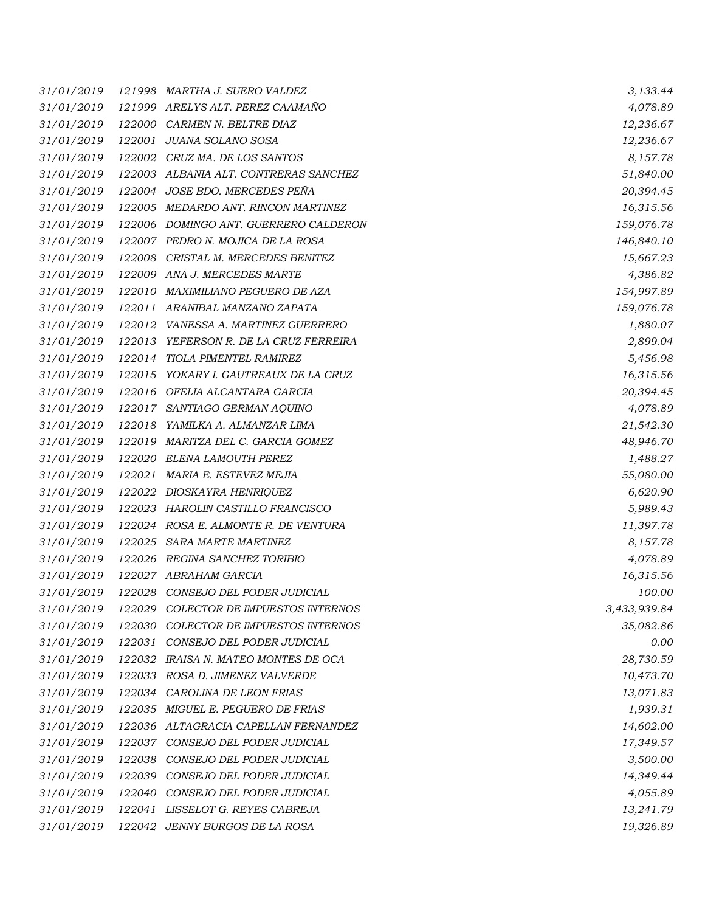| | | | |
|---|---|---|---|
| *31/01/2019* | *121998* | *MARTHA J. SUERO VALDEZ* | *3,133.44* |
| *31/01/2019* | *121999* | *ARELYS ALT. PEREZ CAAMAÑO* | *4,078.89* |
| *31/01/2019* | *122000* | *CARMEN N. BELTRE DIAZ* | *12,236.67* |
| *31/01/2019* | *122001* | *JUANA SOLANO SOSA* | *12,236.67* |
| *31/01/2019* | *122002* | *CRUZ MA. DE LOS SANTOS* | *8,157.78* |
| *31/01/2019* | *122003* | *ALBANIA ALT. CONTRERAS SANCHEZ* | *51,840.00* |
| *31/01/2019* | *122004* | *JOSE BDO. MERCEDES PEÑA* | *20,394.45* |
| *31/01/2019* | *122005* | *MEDARDO ANT. RINCON MARTINEZ* | *16,315.56* |
| *31/01/2019* | *122006* | *DOMINGO ANT. GUERRERO CALDERON* | *159,076.78* |
| *31/01/2019* | *122007* | *PEDRO N. MOJICA DE LA ROSA* | *146,840.10* |
| *31/01/2019* | *122008* | *CRISTAL M. MERCEDES BENITEZ* | *15,667.23* |
| *31/01/2019* | *122009* | *ANA J. MERCEDES MARTE* | *4,386.82* |
| *31/01/2019* | *122010* | *MAXIMILIANO PEGUERO DE AZA* | *154,997.89* |
| *31/01/2019* | *122011* | *ARANIBAL MANZANO ZAPATA* | *159,076.78* |
| *31/01/2019* | *122012* | *VANESSA A. MARTINEZ GUERRERO* | *1,880.07* |
| *31/01/2019* | *122013* | *YEFERSON R. DE LA CRUZ FERREIRA* | *2,899.04* |
| *31/01/2019* | *122014* | *TIOLA PIMENTEL RAMIREZ* | *5,456.98* |
| *31/01/2019* | *122015* | *YOKARY I. GAUTREAUX DE LA CRUZ* | *16,315.56* |
| *31/01/2019* | *122016* | *OFELIA ALCANTARA GARCIA* | *20,394.45* |
| *31/01/2019* | *122017* | *SANTIAGO GERMAN AQUINO* | *4,078.89* |
| *31/01/2019* | *122018* | *YAMILKA A. ALMANZAR LIMA* | *21,542.30* |
| *31/01/2019* | *122019* | *MARITZA DEL C. GARCIA GOMEZ* | *48,946.70* |
| *31/01/2019* | *122020* | *ELENA LAMOUTH PEREZ* | *1,488.27* |
| *31/01/2019* | *122021* | *MARIA E. ESTEVEZ MEJIA* | *55,080.00* |
| *31/01/2019* | *122022* | *DIOSKAYRA HENRIQUEZ* | *6,620.90* |
| *31/01/2019* | *122023* | *HAROLIN CASTILLO FRANCISCO* | *5,989.43* |
| *31/01/2019* | *122024* | *ROSA E. ALMONTE R. DE VENTURA* | *11,397.78* |
| *31/01/2019* | *122025* | *SARA MARTE MARTINEZ* | *8,157.78* |
| *31/01/2019* | *122026* | *REGINA SANCHEZ TORIBIO* | *4,078.89* |
| *31/01/2019* | *122027* | *ABRAHAM GARCIA* | *16,315.56* |
| *31/01/2019* | *122028* | *CONSEJO DEL PODER JUDICIAL* | *100.00* |
| *31/01/2019* | *122029* | *COLECTOR DE IMPUESTOS INTERNOS* | *3,433,939.84* |
| *31/01/2019* | *122030* | *COLECTOR DE IMPUESTOS INTERNOS* | *35,082.86* |
| *31/01/2019* | *122031* | *CONSEJO DEL PODER JUDICIAL* | *0.00* |
| *31/01/2019* | *122032* | *IRAISA N. MATEO MONTES DE OCA* | *28,730.59* |
| *31/01/2019* | *122033* | *ROSA D. JIMENEZ VALVERDE* | *10,473.70* |
| *31/01/2019* | *122034* | *CAROLINA DE LEON FRIAS* | *13,071.83* |
| *31/01/2019* | *122035* | *MIGUEL E. PEGUERO DE FRIAS* | *1,939.31* |
| *31/01/2019* | *122036* | *ALTAGRACIA CAPELLAN FERNANDEZ* | *14,602.00* |
| *31/01/2019* | *122037* | *CONSEJO DEL PODER JUDICIAL* | *17,349.57* |
| *31/01/2019* | *122038* | *CONSEJO DEL PODER JUDICIAL* | *3,500.00* |
| *31/01/2019* | *122039* | *CONSEJO DEL PODER JUDICIAL* | *14,349.44* |
| *31/01/2019* | *122040* | *CONSEJO DEL PODER JUDICIAL* | *4,055.89* |
| *31/01/2019* | *122041* | *LISSELOT G. REYES CABREJA* | *13,241.79* |
| *31/01/2019* | *122042* | *JENNY BURGOS DE LA ROSA* | *19,326.89* |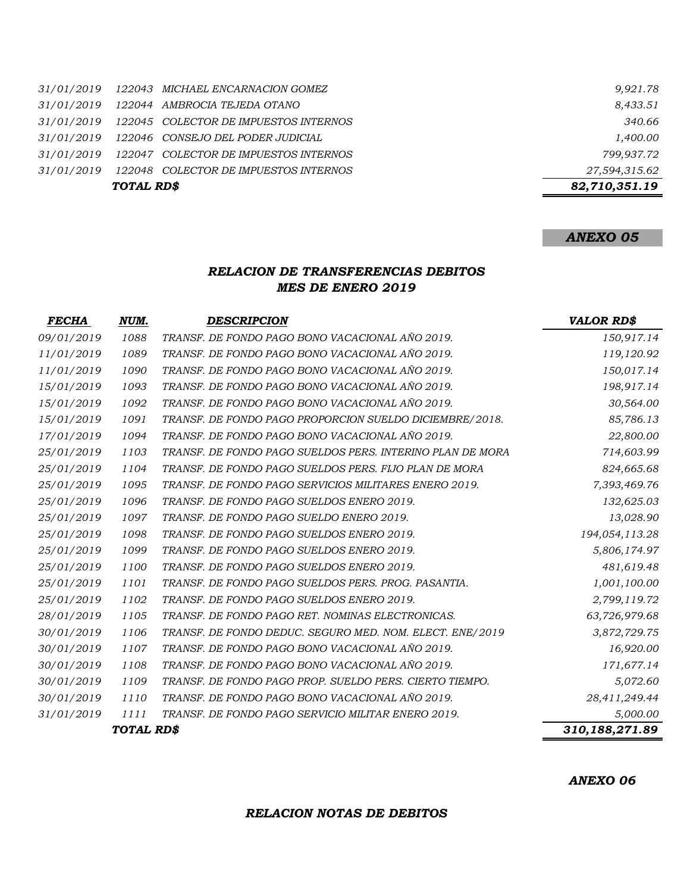| | | | |
|---|---|---|---|
| 31/01/2019 | 122043 | MICHAEL ENCARNACION GOMEZ | 9,921.78 |
| 31/01/2019 | 122044 | AMBROCIA TEJEDA OTANO | 8,433.51 |
| 31/01/2019 | 122045 | COLECTOR DE IMPUESTOS INTERNOS | 340.66 |
| 31/01/2019 | 122046 | CONSEJO DEL PODER JUDICIAL | 1,400.00 |
| 31/01/2019 | 122047 | COLECTOR DE IMPUESTOS INTERNOS | 799,937.72 |
| 31/01/2019 | 122048 | COLECTOR DE IMPUESTOS INTERNOS | 27,594,315.62 |
| | **TOTAL RD$** | | **82,710,351.19** |

***ANEXO 05***

## *RELACION DE TRANSFERENCIAS DEBITOS*
## *MES DE ENERO 2019*

| *FECHA* | *NUM.* | *DESCRIPCION* | *VALOR RD$* |
|---|---|---|---|
| 09/01/2019 | 1088 | TRANSF. DE FONDO PAGO BONO VACACIONAL AÑO 2019. | 150,917.14 |
| 11/01/2019 | 1089 | TRANSF. DE FONDO PAGO BONO VACACIONAL AÑO 2019. | 119,120.92 |
| 11/01/2019 | 1090 | TRANSF. DE FONDO PAGO BONO VACACIONAL AÑO 2019. | 150,017.14 |
| 15/01/2019 | 1093 | TRANSF. DE FONDO PAGO BONO VACACIONAL AÑO 2019. | 198,917.14 |
| 15/01/2019 | 1092 | TRANSF. DE FONDO PAGO BONO VACACIONAL AÑO 2019. | 30,564.00 |
| 15/01/2019 | 1091 | TRANSF. DE FONDO PAGO PROPORCION SUELDO DICIEMBRE/2018. | 85,786.13 |
| 17/01/2019 | 1094 | TRANSF. DE FONDO PAGO BONO VACACIONAL AÑO 2019. | 22,800.00 |
| 25/01/2019 | 1103 | TRANSF. DE FONDO PAGO SUELDOS PERS. INTERINO PLAN DE MORA | 714,603.99 |
| 25/01/2019 | 1104 | TRANSF. DE FONDO PAGO SUELDOS PERS. FIJO PLAN DE MORA | 824,665.68 |
| 25/01/2019 | 1095 | TRANSF. DE FONDO PAGO SERVICIOS MILITARES ENERO 2019. | 7,393,469.76 |
| 25/01/2019 | 1096 | TRANSF. DE FONDO PAGO SUELDOS ENERO 2019. | 132,625.03 |
| 25/01/2019 | 1097 | TRANSF. DE FONDO PAGO SUELDO ENERO 2019. | 13,028.90 |
| 25/01/2019 | 1098 | TRANSF. DE FONDO PAGO SUELDOS ENERO 2019. | 194,054,113.28 |
| 25/01/2019 | 1099 | TRANSF. DE FONDO PAGO SUELDOS ENERO 2019. | 5,806,174.97 |
| 25/01/2019 | 1100 | TRANSF. DE FONDO PAGO SUELDOS ENERO 2019. | 481,619.48 |
| 25/01/2019 | 1101 | TRANSF. DE FONDO PAGO SUELDOS PERS. PROG. PASANTIA. | 1,001,100.00 |
| 25/01/2019 | 1102 | TRANSF. DE FONDO PAGO SUELDOS ENERO 2019. | 2,799,119.72 |
| 28/01/2019 | 1105 | TRANSF. DE FONDO PAGO RET. NOMINAS ELECTRONICAS. | 63,726,979.68 |
| 30/01/2019 | 1106 | TRANSF. DE FONDO DEDUC. SEGURO MED. NOM. ELECT. ENE/2019 | 3,872,729.75 |
| 30/01/2019 | 1107 | TRANSF. DE FONDO PAGO BONO VACACIONAL AÑO 2019. | 16,920.00 |
| 30/01/2019 | 1108 | TRANSF. DE FONDO PAGO BONO VACACIONAL AÑO 2019. | 171,677.14 |
| 30/01/2019 | 1109 | TRANSF. DE FONDO PAGO PROP. SUELDO PERS. CIERTO TIEMPO. | 5,072.60 |
| 30/01/2019 | 1110 | TRANSF. DE FONDO PAGO BONO VACACIONAL AÑO 2019. | 28,411,249.44 |
| 31/01/2019 | 1111 | TRANSF. DE FONDO PAGO SERVICIO MILITAR ENERO 2019. | 5,000.00 |
| | **TOTAL RD$** | | **310,188,271.89** |

***ANEXO 06***

## *RELACION NOTAS DE DEBITOS*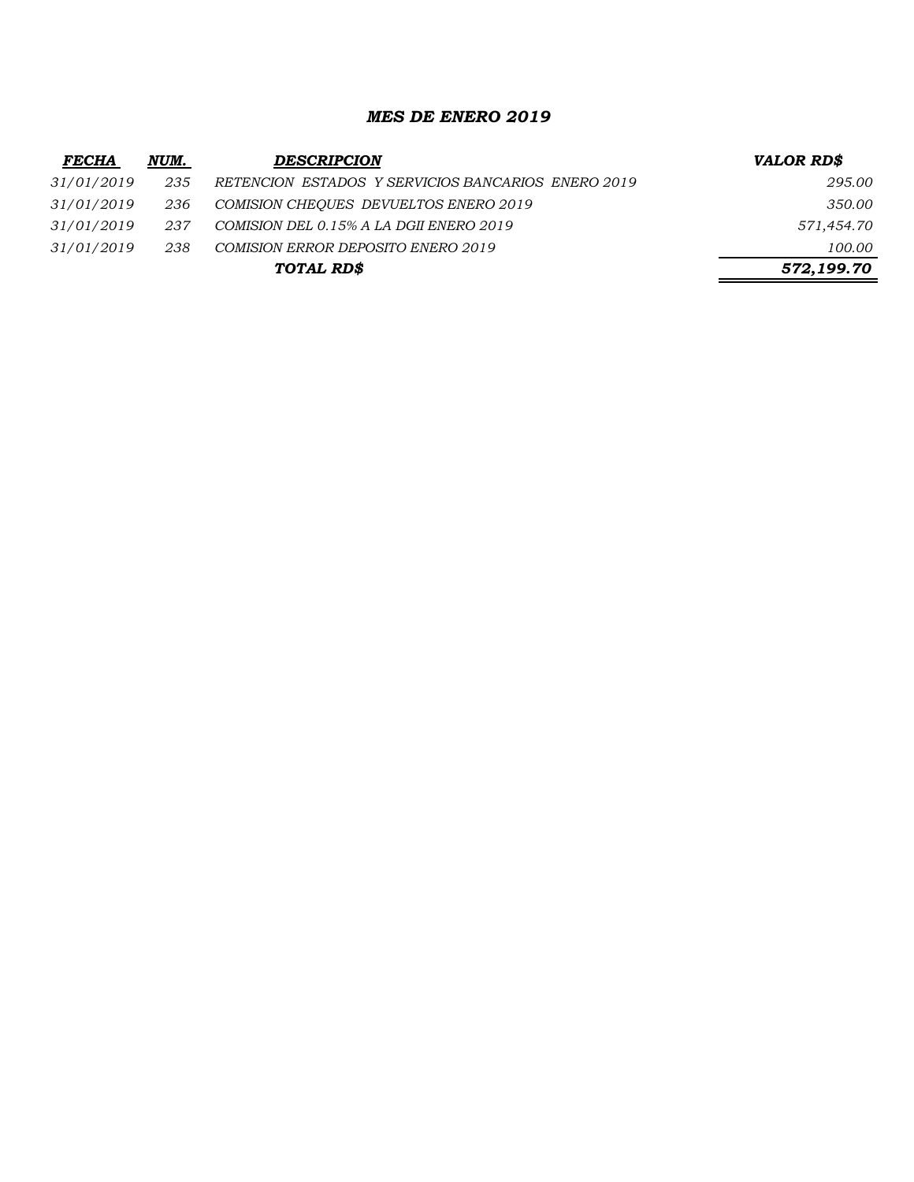## *MES DE ENERO 2019*

| *FECHA* | *NUM.* | *DESCRIPCION* | *VALOR RD$* |
|---|---|---|---|
| *31/01/2019* | *235* | *RETENCION ESTADOS Y SERVICIOS BANCARIOS ENERO 2019* | *295.00* |
| *31/01/2019* | *236* | *COMISION CHEQUES DEVUELTOS ENERO 2019* | *350.00* |
| *31/01/2019* | *237* | *COMISION DEL 0.15% A LA DGII ENERO 2019* | *571,454.70* |
| *31/01/2019* | *238* | *COMISION ERROR DEPOSITO ENERO 2019* | *100.00* |
| | | ***TOTAL RD$*** | ***572,199.70*** |